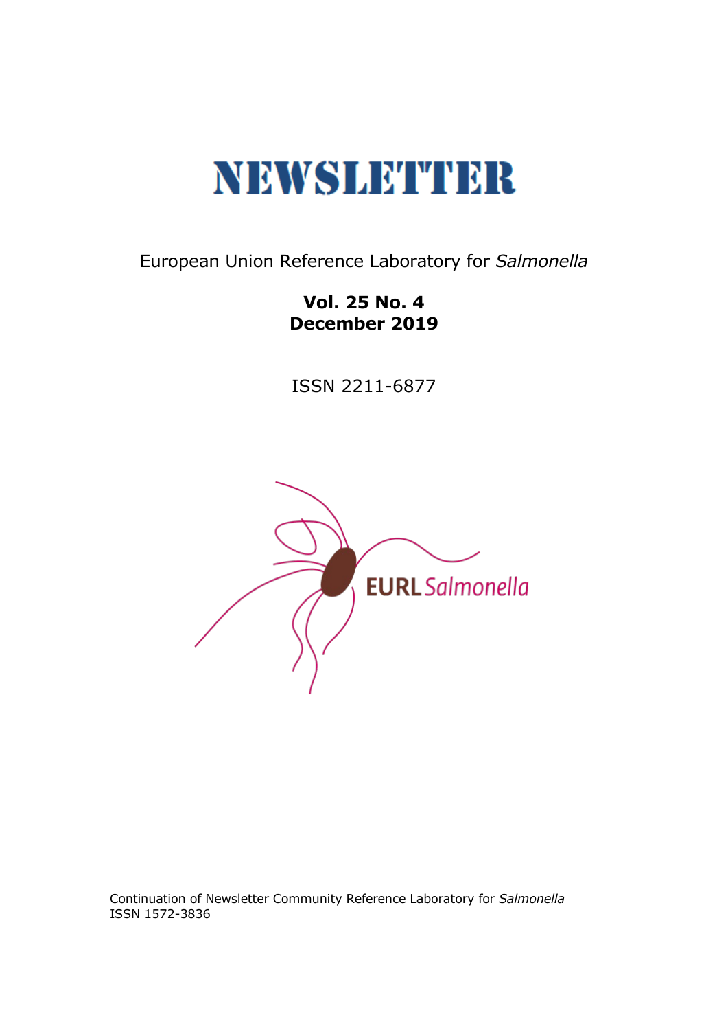# NEWSLETTER

European Union Reference Laboratory for *Salmonella*

**Vol. 25 No. 4**
**December 2019**

ISSN 2211-6877

EURL *Salmonella*

Continuation of Newsletter Community Reference Laboratory for *Salmonella*
ISSN 1572-3836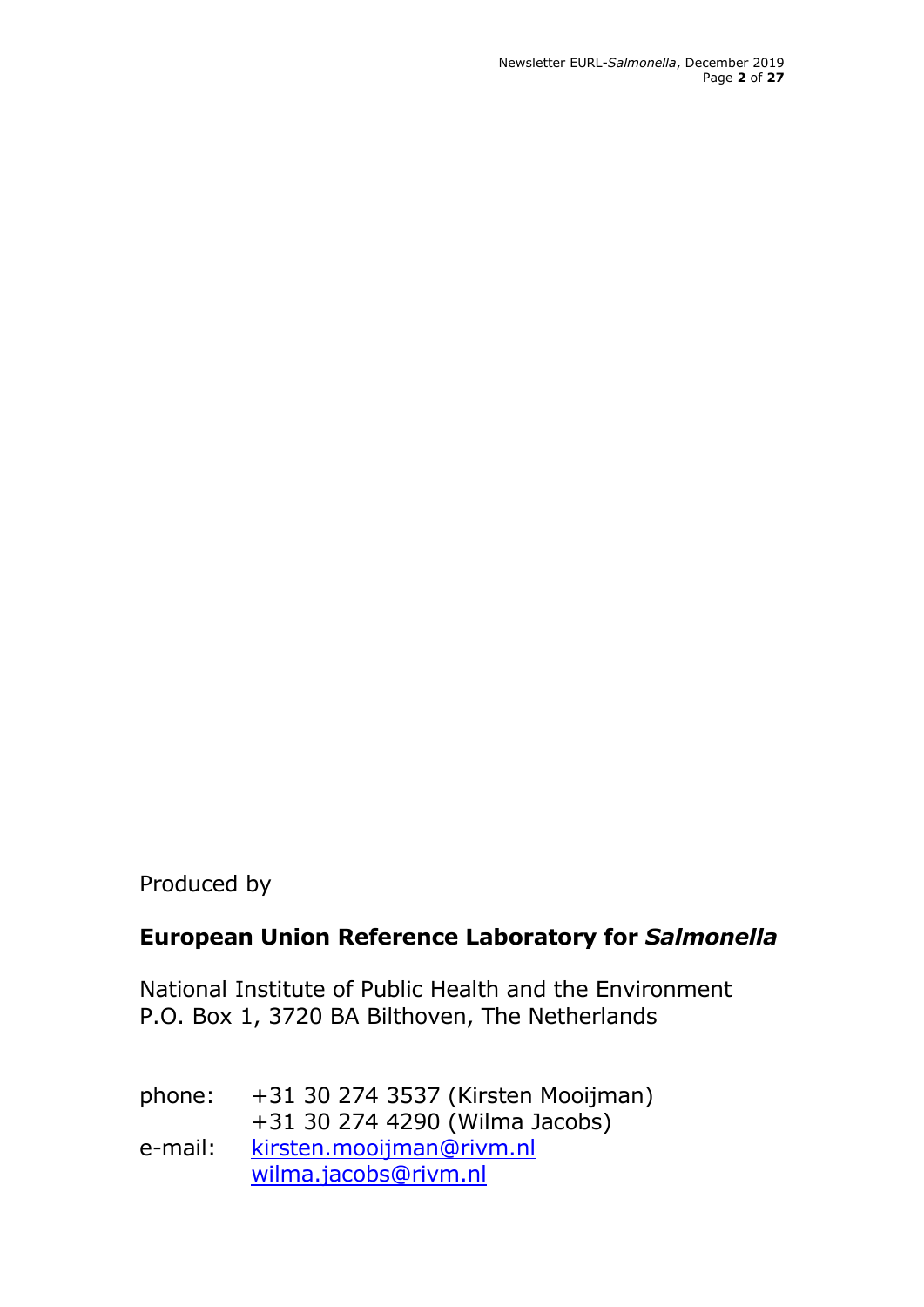Produced by

**European Union Reference Laboratory for *Salmonella***

National Institute of Public Health and the Environment
P.O. Box 1, 3720 BA Bilthoven, The Netherlands

phone: +31 30 274 3537 (Kirsten Mooijman)
+31 30 274 4290 (Wilma Jacobs)
e-mail: kirsten.mooijman@rivm.nl
wilma.jacobs@rivm.nl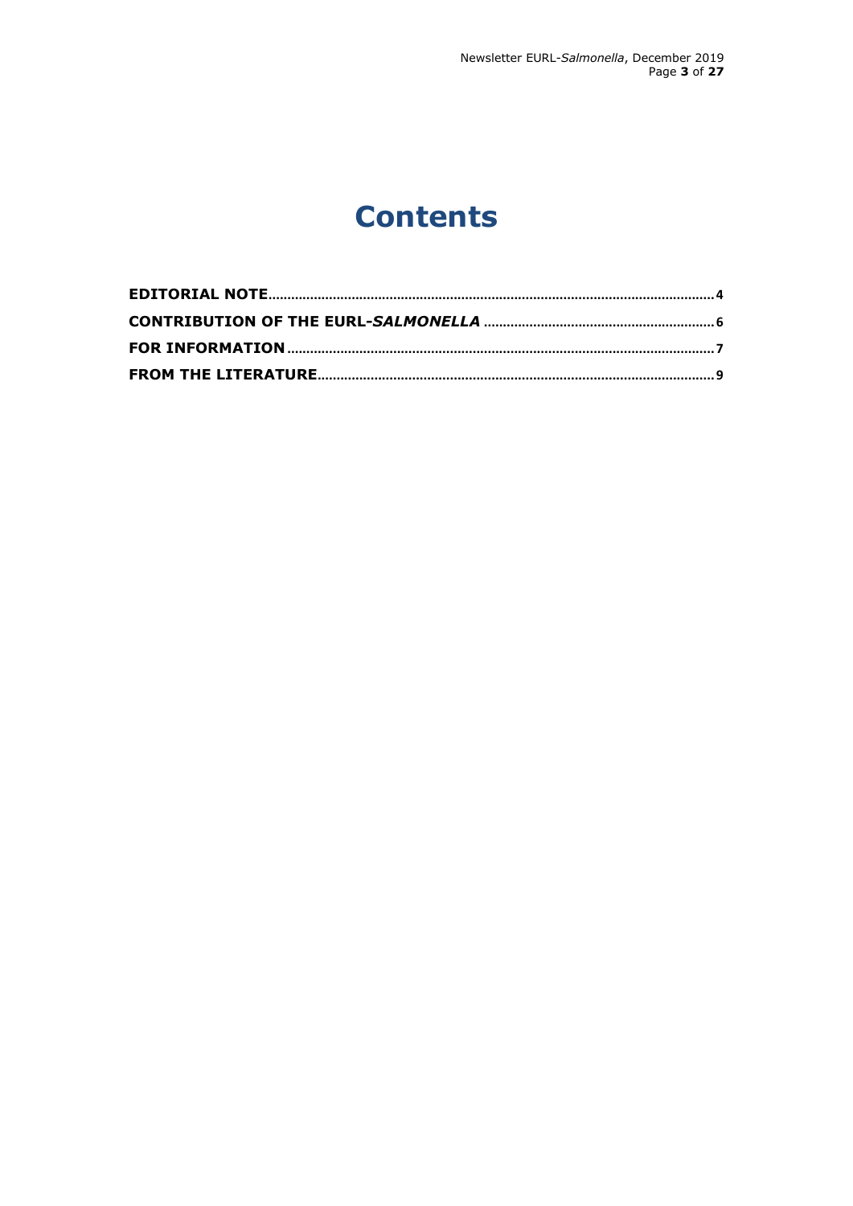# Contents

**EDITORIAL NOTE** .................................................................................................................... 4

**CONTRIBUTION OF THE EURL-*SALMONELLA*** ............................................................ 6

**FOR INFORMATION** ............................................................................................................. 7

**FROM THE LITERATURE** ...................................................................................................... 9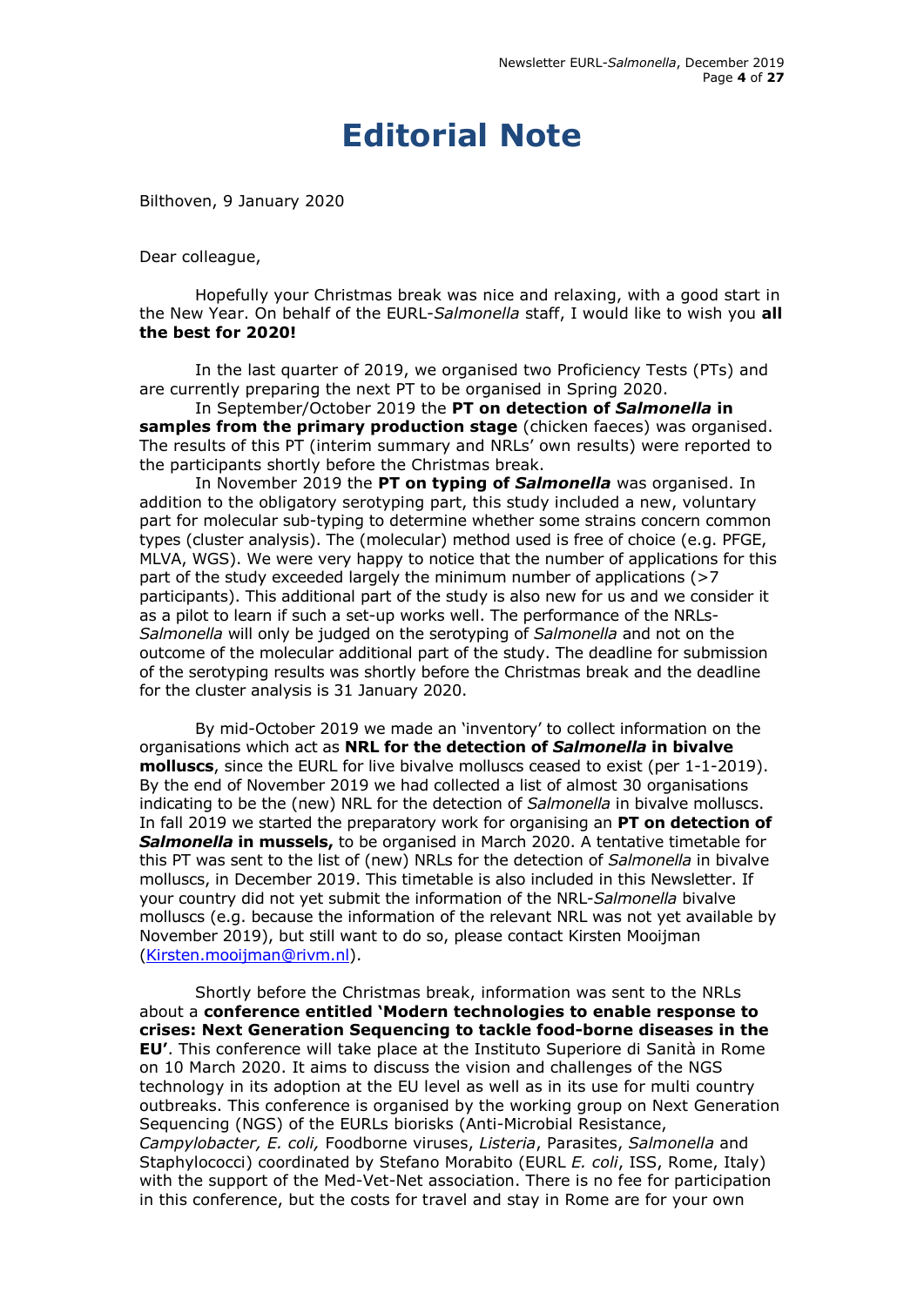# Editorial Note

Bilthoven, 9 January 2020

Dear colleague,

Hopefully your Christmas break was nice and relaxing, with a good start in the New Year. On behalf of the EURL-*Salmonella* staff, I would like to wish you **all the best for 2020!**

In the last quarter of 2019, we organised two Proficiency Tests (PTs) and are currently preparing the next PT to be organised in Spring 2020.

In September/October 2019 the **PT on detection of *Salmonella* in samples from the primary production stage** (chicken faeces) was organised. The results of this PT (interim summary and NRLs' own results) were reported to the participants shortly before the Christmas break.

In November 2019 the **PT on typing of *Salmonella*** was organised. In addition to the obligatory serotyping part, this study included a new, voluntary part for molecular sub-typing to determine whether some strains concern common types (cluster analysis). The (molecular) method used is free of choice (e.g. PFGE, MLVA, WGS). We were very happy to notice that the number of applications for this part of the study exceeded largely the minimum number of applications (>7 participants). This additional part of the study is also new for us and we consider it as a pilot to learn if such a set-up works well. The performance of the NRLs-*Salmonella* will only be judged on the serotyping of *Salmonella* and not on the outcome of the molecular additional part of the study. The deadline for submission of the serotyping results was shortly before the Christmas break and the deadline for the cluster analysis is 31 January 2020.

By mid-October 2019 we made an 'inventory' to collect information on the organisations which act as **NRL for the detection of *Salmonella* in bivalve molluscs**, since the EURL for live bivalve molluscs ceased to exist (per 1-1-2019). By the end of November 2019 we had collected a list of almost 30 organisations indicating to be the (new) NRL for the detection of *Salmonella* in bivalve molluscs. In fall 2019 we started the preparatory work for organising an **PT on detection of *Salmonella* in mussels,** to be organised in March 2020. A tentative timetable for this PT was sent to the list of (new) NRLs for the detection of *Salmonella* in bivalve molluscs, in December 2019. This timetable is also included in this Newsletter. If your country did not yet submit the information of the NRL-*Salmonella* bivalve molluscs (e.g. because the information of the relevant NRL was not yet available by November 2019), but still want to do so, please contact Kirsten Mooijman (Kirsten.mooijman@rivm.nl).

Shortly before the Christmas break, information was sent to the NRLs about a **conference entitled 'Modern technologies to enable response to crises: Next Generation Sequencing to tackle food-borne diseases in the EU'**. This conference will take place at the Instituto Superiore di Sanità in Rome on 10 March 2020. It aims to discuss the vision and challenges of the NGS technology in its adoption at the EU level as well as in its use for multi country outbreaks. This conference is organised by the working group on Next Generation Sequencing (NGS) of the EURLs biorisks (Anti-Microbial Resistance, *Campylobacter, E. coli,* Foodborne viruses, *Listeria*, Parasites, *Salmonella* and Staphylococci) coordinated by Stefano Morabito (EURL *E. coli*, ISS, Rome, Italy) with the support of the Med-Vet-Net association. There is no fee for participation in this conference, but the costs for travel and stay in Rome are for your own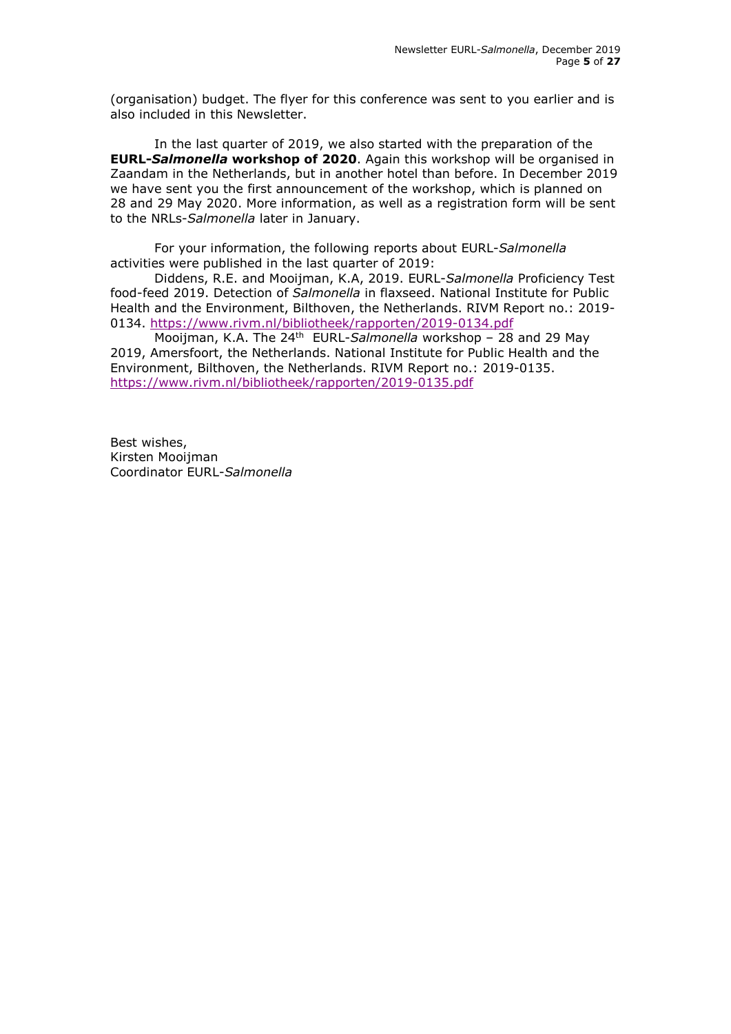(organisation) budget. The flyer for this conference was sent to you earlier and is also included in this Newsletter.

In the last quarter of 2019, we also started with the preparation of the **EURL-*Salmonella* workshop of 2020**. Again this workshop will be organised in Zaandam in the Netherlands, but in another hotel than before. In December 2019 we have sent you the first announcement of the workshop, which is planned on 28 and 29 May 2020. More information, as well as a registration form will be sent to the NRLs-*Salmonella* later in January.

For your information, the following reports about EURL-*Salmonella* activities were published in the last quarter of 2019:

Diddens, R.E. and Mooijman, K.A, 2019. EURL-*Salmonella* Proficiency Test food-feed 2019. Detection of *Salmonella* in flaxseed. National Institute for Public Health and the Environment, Bilthoven, the Netherlands. RIVM Report no.: 2019-0134. https://www.rivm.nl/bibliotheek/rapporten/2019-0134.pdf

Mooijman, K.A. The 24th EURL-*Salmonella* workshop – 28 and 29 May 2019, Amersfoort, the Netherlands. National Institute for Public Health and the Environment, Bilthoven, the Netherlands. RIVM Report no.: 2019-0135. https://www.rivm.nl/bibliotheek/rapporten/2019-0135.pdf

Best wishes,
Kirsten Mooijman
Coordinator EURL-*Salmonella*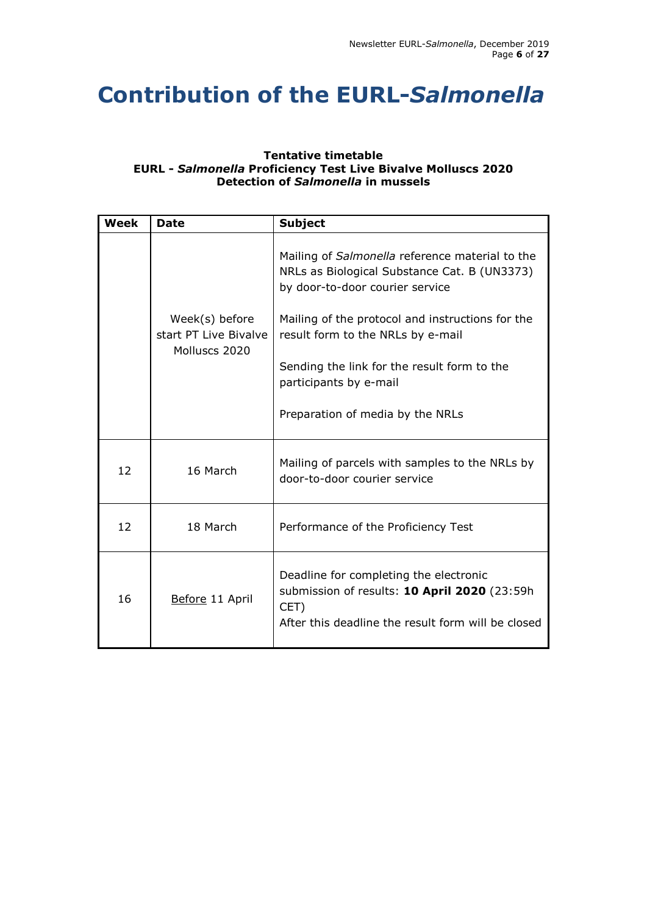# Contribution of the EURL-*Salmonella*

**Tentative timetable**
**EURL - *Salmonella* Proficiency Test Live Bivalve Molluscs 2020**
**Detection of *Salmonella* in mussels**

| Week | Date | Subject |
|---|---|---|
| | Week(s) before start PT Live Bivalve Molluscs 2020 | Mailing of *Salmonella* reference material to the NRLs as Biological Substance Cat. B (UN3373) by door-to-door courier service<br><br>Mailing of the protocol and instructions for the result form to the NRLs by e-mail<br><br>Sending the link for the result form to the participants by e-mail<br><br>Preparation of media by the NRLs |
| 12 | 16 March | Mailing of parcels with samples to the NRLs by door-to-door courier service |
| 12 | 18 March | Performance of the Proficiency Test |
| 16 | Before 11 April | Deadline for completing the electronic submission of results: **10 April 2020** (23:59h CET)<br>After this deadline the result form will be closed |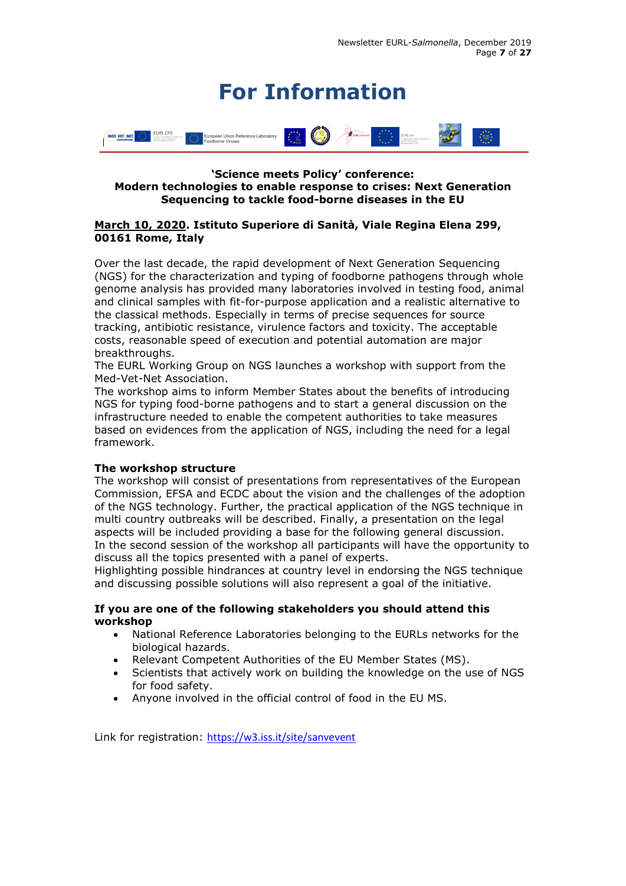# For Information

**'Science meets Policy' conference:**
**Modern technologies to enable response to crises: Next Generation Sequencing to tackle food-borne diseases in the EU**

**March 10, 2020. Istituto Superiore di Sanità, Viale Regina Elena 299, 00161 Rome, Italy**

Over the last decade, the rapid development of Next Generation Sequencing (NGS) for the characterization and typing of foodborne pathogens through whole genome analysis has provided many laboratories involved in testing food, animal and clinical samples with fit-for-purpose application and a realistic alternative to the classical methods. Especially in terms of precise sequences for source tracking, antibiotic resistance, virulence factors and toxicity. The acceptable costs, reasonable speed of execution and potential automation are major breakthroughs.
The EURL Working Group on NGS launches a workshop with support from the Med-Vet-Net Association.
The workshop aims to inform Member States about the benefits of introducing NGS for typing food-borne pathogens and to start a general discussion on the infrastructure needed to enable the competent authorities to take measures based on evidences from the application of NGS, including the need for a legal framework.

**The workshop structure**
The workshop will consist of presentations from representatives of the European Commission, EFSA and ECDC about the vision and the challenges of the adoption of the NGS technology. Further, the practical application of the NGS technique in multi country outbreaks will be described. Finally, a presentation on the legal aspects will be included providing a base for the following general discussion.
In the second session of the workshop all participants will have the opportunity to discuss all the topics presented with a panel of experts.
Highlighting possible hindrances at country level in endorsing the NGS technique and discussing possible solutions will also represent a goal of the initiative.

**If you are one of the following stakeholders you should attend this workshop**

- National Reference Laboratories belonging to the EURLs networks for the biological hazards.
- Relevant Competent Authorities of the EU Member States (MS).
- Scientists that actively work on building the knowledge on the use of NGS for food safety.
- Anyone involved in the official control of food in the EU MS.

Link for registration: https://w3.iss.it/site/sanvevent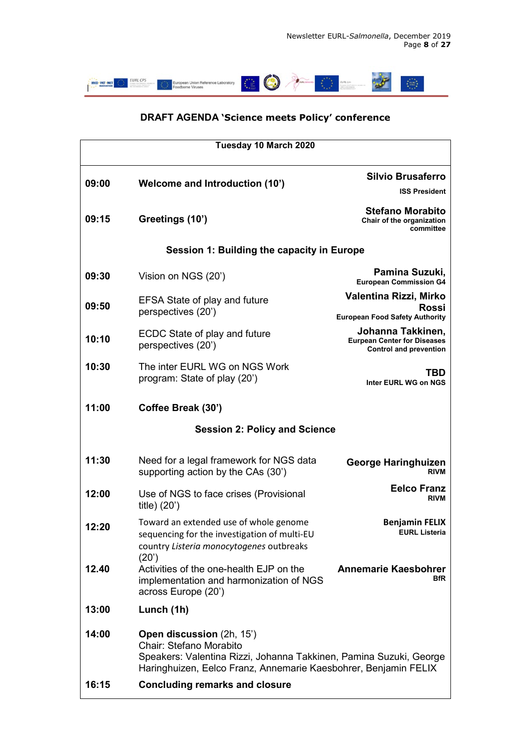## DRAFT AGENDA 'Science meets Policy' conference

| Tuesday 10 March 2020 | | |
|---|---|---|
| **09:00** | **Welcome and Introduction (10')** | **Silvio Brusaferro**<br>**ISS President** |
| **09:15** | **Greetings (10')** | **Stefano Morabito**<br>**Chair of the organization committee** |
| | **Session 1: Building the capacity in Europe** | |
| **09:30** | Vision on NGS (20') | **Pamina Suzuki,**<br>**European Commission G4** |
| **09:50** | EFSA State of play and future perspectives (20') | **Valentina Rizzi, Mirko Rossi**<br>**European Food Safety Authority** |
| **10:10** | ECDC State of play and future perspectives (20') | **Johanna Takkinen,**<br>**Eurpean Center for Diseases Control and prevention** |
| **10:30** | The inter EURL WG on NGS Work program: State of play (20') | **TBD**<br>**Inter EURL WG on NGS** |
| **11:00** | **Coffee Break (30')** | |
| | **Session 2: Policy and Science** | |
| **11:30** | Need for a legal framework for NGS data supporting action by the CAs (30') | **George Haringhuizen**<br>**RIVM** |
| **12:00** | Use of NGS to face crises (Provisional title) (20') | **Eelco Franz**<br>**RIVM** |
| **12:20** | Toward an extended use of whole genome sequencing for the investigation of multi-EU country *Listeria monocytogenes* outbreaks (20') | **Benjamin FELIX**<br>**EURL Listeria** |
| **12.40** | Activities of the one-health EJP on the implementation and harmonization of NGS across Europe (20') | **Annemarie Kaesbohrer**<br>**BfR** |
| **13:00** | **Lunch (1h)** | |
| **14:00** | **Open discussion** (2h, 15')<br>Chair: Stefano Morabito<br>Speakers: Valentina Rizzi, Johanna Takkinen, Pamina Suzuki, George Haringhuizen, Eelco Franz, Annemarie Kaesbohrer, Benjamin FELIX | |
| **16:15** | **Concluding remarks and closure** | |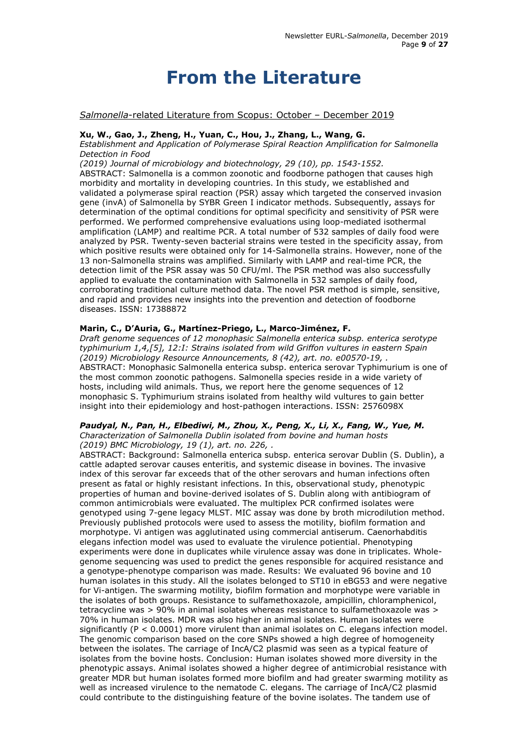# From the Literature

Salmonella-related Literature from Scopus: October – December 2019

**Xu, W., Gao, J., Zheng, H., Yuan, C., Hou, J., Zhang, L., Wang, G.**

*Establishment and Application of Polymerase Spiral Reaction Amplification for Salmonella Detection in Food*

*(2019) Journal of microbiology and biotechnology, 29 (10), pp. 1543-1552.*

ABSTRACT: Salmonella is a common zoonotic and foodborne pathogen that causes high morbidity and mortality in developing countries. In this study, we established and validated a polymerase spiral reaction (PSR) assay which targeted the conserved invasion gene (invA) of Salmonella by SYBR Green I indicator methods. Subsequently, assays for determination of the optimal conditions for optimal specificity and sensitivity of PSR were performed. We performed comprehensive evaluations using loop-mediated isothermal amplification (LAMP) and realtime PCR. A total number of 532 samples of daily food were analyzed by PSR. Twenty-seven bacterial strains were tested in the specificity assay, from which positive results were obtained only for 14-Salmonella strains. However, none of the 13 non-Salmonella strains was amplified. Similarly with LAMP and real-time PCR, the detection limit of the PSR assay was 50 CFU/ml. The PSR method was also successfully applied to evaluate the contamination with Salmonella in 532 samples of daily food, corroborating traditional culture method data. The novel PSR method is simple, sensitive, and rapid and provides new insights into the prevention and detection of foodborne diseases. ISSN: 17388872

**Marin, C., D'Auria, G., Martínez-Priego, L., Marco-Jiménez, F.**

*Draft genome sequences of 12 monophasic Salmonella enterica subsp. enterica serotype typhimurium 1,4,[5], 12:I: Strains isolated from wild Griffon vultures in eastern Spain*

*(2019) Microbiology Resource Announcements, 8 (42), art. no. e00570-19, .*

ABSTRACT: Monophasic Salmonella enterica subsp. enterica serovar Typhimurium is one of the most common zoonotic pathogens. Salmonella species reside in a wide variety of hosts, including wild animals. Thus, we report here the genome sequences of 12 monophasic S. Typhimurium strains isolated from healthy wild vultures to gain better insight into their epidemiology and host-pathogen interactions. ISSN: 2576098X

***Paudyal, N., Pan, H., Elbediwi, M., Zhou, X., Peng, X., Li, X., Fang, W., Yue, M.***

*Characterization of Salmonella Dublin isolated from bovine and human hosts*

*(2019) BMC Microbiology, 19 (1), art. no. 226, .*

ABSTRACT: Background: Salmonella enterica subsp. enterica serovar Dublin (S. Dublin), a cattle adapted serovar causes enteritis, and systemic disease in bovines. The invasive index of this serovar far exceeds that of the other serovars and human infections often present as fatal or highly resistant infections. In this, observational study, phenotypic properties of human and bovine-derived isolates of S. Dublin along with antibiogram of common antimicrobials were evaluated. The multiplex PCR confirmed isolates were genotyped using 7-gene legacy MLST. MIC assay was done by broth microdilution method. Previously published protocols were used to assess the motility, biofilm formation and morphotype. Vi antigen was agglutinated using commercial antiserum. Caenorhabditis elegans infection model was used to evaluate the virulence potiential. Phenotyping experiments were done in duplicates while virulence assay was done in triplicates. Whole-genome sequencing was used to predict the genes responsible for acquired resistance and a genotype-phenotype comparison was made. Results: We evaluated 96 bovine and 10 human isolates in this study. All the isolates belonged to ST10 in eBG53 and were negative for Vi-antigen. The swarming motility, biofilm formation and morphotype were variable in the isolates of both groups. Resistance to sulfamethoxazole, ampicillin, chloramphenicol, tetracycline was > 90% in animal isolates whereas resistance to sulfamethoxazole was > 70% in human isolates. MDR was also higher in animal isolates. Human isolates were significantly ($P < 0.0001$) more virulent than animal isolates on C. elegans infection model. The genomic comparison based on the core SNPs showed a high degree of homogeneity between the isolates. The carriage of IncA/C2 plasmid was seen as a typical feature of isolates from the bovine hosts. Conclusion: Human isolates showed more diversity in the phenotypic assays. Animal isolates showed a higher degree of antimicrobial resistance with greater MDR but human isolates formed more biofilm and had greater swarming motility as well as increased virulence to the nematode C. elegans. The carriage of IncA/C2 plasmid could contribute to the distinguishing feature of the bovine isolates. The tandem use of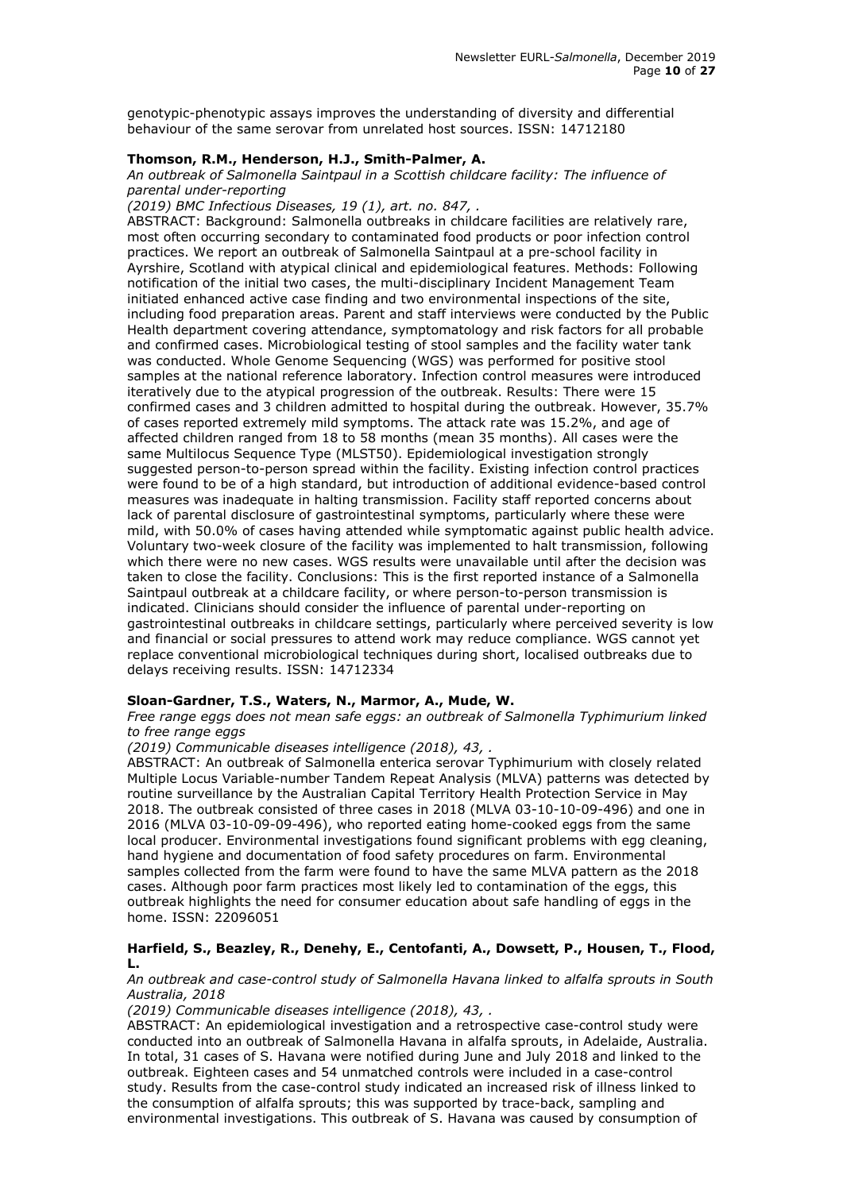genotypic-phenotypic assays improves the understanding of diversity and differential behaviour of the same serovar from unrelated host sources. ISSN: 14712180

**Thomson, R.M., Henderson, H.J., Smith-Palmer, A.**

*An outbreak of Salmonella Saintpaul in a Scottish childcare facility: The influence of parental under-reporting*

*(2019) BMC Infectious Diseases, 19 (1), art. no. 847, .*

ABSTRACT: Background: Salmonella outbreaks in childcare facilities are relatively rare, most often occurring secondary to contaminated food products or poor infection control practices. We report an outbreak of Salmonella Saintpaul at a pre-school facility in Ayrshire, Scotland with atypical clinical and epidemiological features. Methods: Following notification of the initial two cases, the multi-disciplinary Incident Management Team initiated enhanced active case finding and two environmental inspections of the site, including food preparation areas. Parent and staff interviews were conducted by the Public Health department covering attendance, symptomatology and risk factors for all probable and confirmed cases. Microbiological testing of stool samples and the facility water tank was conducted. Whole Genome Sequencing (WGS) was performed for positive stool samples at the national reference laboratory. Infection control measures were introduced iteratively due to the atypical progression of the outbreak. Results: There were 15 confirmed cases and 3 children admitted to hospital during the outbreak. However, 35.7% of cases reported extremely mild symptoms. The attack rate was 15.2%, and age of affected children ranged from 18 to 58 months (mean 35 months). All cases were the same Multilocus Sequence Type (MLST50). Epidemiological investigation strongly suggested person-to-person spread within the facility. Existing infection control practices were found to be of a high standard, but introduction of additional evidence-based control measures was inadequate in halting transmission. Facility staff reported concerns about lack of parental disclosure of gastrointestinal symptoms, particularly where these were mild, with 50.0% of cases having attended while symptomatic against public health advice. Voluntary two-week closure of the facility was implemented to halt transmission, following which there were no new cases. WGS results were unavailable until after the decision was taken to close the facility. Conclusions: This is the first reported instance of a Salmonella Saintpaul outbreak at a childcare facility, or where person-to-person transmission is indicated. Clinicians should consider the influence of parental under-reporting on gastrointestinal outbreaks in childcare settings, particularly where perceived severity is low and financial or social pressures to attend work may reduce compliance. WGS cannot yet replace conventional microbiological techniques during short, localised outbreaks due to delays receiving results. ISSN: 14712334

**Sloan-Gardner, T.S., Waters, N., Marmor, A., Mude, W.**

*Free range eggs does not mean safe eggs: an outbreak of Salmonella Typhimurium linked to free range eggs*

*(2019) Communicable diseases intelligence (2018), 43, .*

ABSTRACT: An outbreak of Salmonella enterica serovar Typhimurium with closely related Multiple Locus Variable-number Tandem Repeat Analysis (MLVA) patterns was detected by routine surveillance by the Australian Capital Territory Health Protection Service in May 2018. The outbreak consisted of three cases in 2018 (MLVA 03-10-10-09-496) and one in 2016 (MLVA 03-10-09-09-496), who reported eating home-cooked eggs from the same local producer. Environmental investigations found significant problems with egg cleaning, hand hygiene and documentation of food safety procedures on farm. Environmental samples collected from the farm were found to have the same MLVA pattern as the 2018 cases. Although poor farm practices most likely led to contamination of the eggs, this outbreak highlights the need for consumer education about safe handling of eggs in the home. ISSN: 22096051

**Harfield, S., Beazley, R., Denehy, E., Centofanti, A., Dowsett, P., Housen, T., Flood, L.**

*An outbreak and case-control study of Salmonella Havana linked to alfalfa sprouts in South Australia, 2018*

*(2019) Communicable diseases intelligence (2018), 43, .*

ABSTRACT: An epidemiological investigation and a retrospective case-control study were conducted into an outbreak of Salmonella Havana in alfalfa sprouts, in Adelaide, Australia. In total, 31 cases of S. Havana were notified during June and July 2018 and linked to the outbreak. Eighteen cases and 54 unmatched controls were included in a case-control study. Results from the case-control study indicated an increased risk of illness linked to the consumption of alfalfa sprouts; this was supported by trace-back, sampling and environmental investigations. This outbreak of S. Havana was caused by consumption of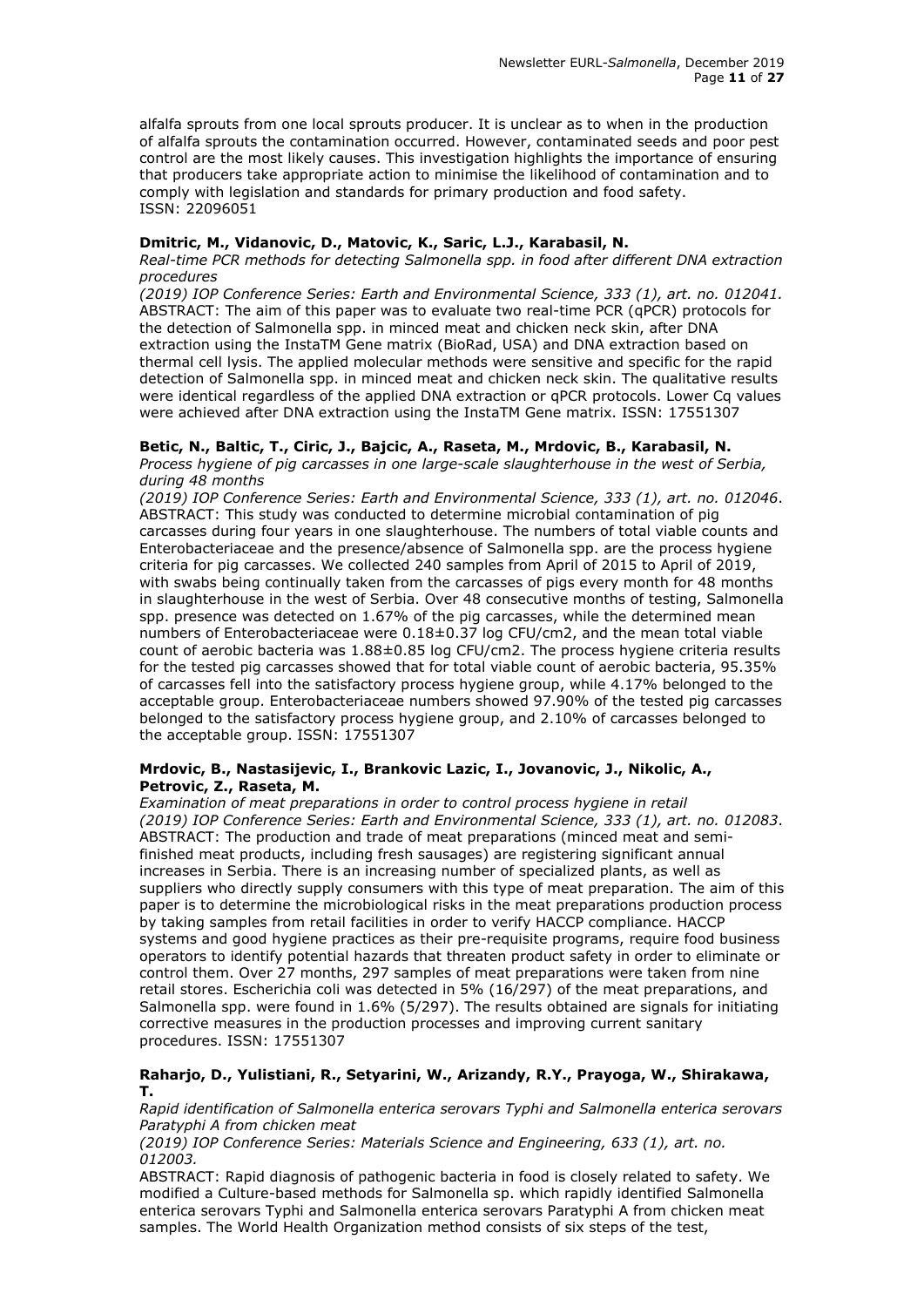alfalfa sprouts from one local sprouts producer. It is unclear as to when in the production of alfalfa sprouts the contamination occurred. However, contaminated seeds and poor pest control are the most likely causes. This investigation highlights the importance of ensuring that producers take appropriate action to minimise the likelihood of contamination and to comply with legislation and standards for primary production and food safety.
ISSN: 22096051

**Dmitric, M., Vidanovic, D., Matovic, K., Saric, L.J., Karabasil, N.**
*Real-time PCR methods for detecting Salmonella spp. in food after different DNA extraction procedures*
*(2019) IOP Conference Series: Earth and Environmental Science, 333 (1), art. no. 012041.*
ABSTRACT: The aim of this paper was to evaluate two real-time PCR (qPCR) protocols for the detection of Salmonella spp. in minced meat and chicken neck skin, after DNA extraction using the InstaTM Gene matrix (BioRad, USA) and DNA extraction based on thermal cell lysis. The applied molecular methods were sensitive and specific for the rapid detection of Salmonella spp. in minced meat and chicken neck skin. The qualitative results were identical regardless of the applied DNA extraction or qPCR protocols. Lower Cq values were achieved after DNA extraction using the InstaTM Gene matrix. ISSN: 17551307

**Betic, N., Baltic, T., Ciric, J., Bajcic, A., Raseta, M., Mrdovic, B., Karabasil, N.**
*Process hygiene of pig carcasses in one large-scale slaughterhouse in the west of Serbia, during 48 months*
*(2019) IOP Conference Series: Earth and Environmental Science, 333 (1), art. no. 012046.*
ABSTRACT: This study was conducted to determine microbial contamination of pig carcasses during four years in one slaughterhouse. The numbers of total viable counts and Enterobacteriaceae and the presence/absence of Salmonella spp. are the process hygiene criteria for pig carcasses. We collected 240 samples from April of 2015 to April of 2019, with swabs being continually taken from the carcasses of pigs every month for 48 months in slaughterhouse in the west of Serbia. Over 48 consecutive months of testing, Salmonella spp. presence was detected on 1.67% of the pig carcasses, while the determined mean numbers of Enterobacteriaceae were 0.18±0.37 log CFU/cm2, and the mean total viable count of aerobic bacteria was 1.88±0.85 log CFU/cm2. The process hygiene criteria results for the tested pig carcasses showed that for total viable count of aerobic bacteria, 95.35% of carcasses fell into the satisfactory process hygiene group, while 4.17% belonged to the acceptable group. Enterobacteriaceae numbers showed 97.90% of the tested pig carcasses belonged to the satisfactory process hygiene group, and 2.10% of carcasses belonged to the acceptable group. ISSN: 17551307

**Mrdovic, B., Nastasijevic, I., Brankovic Lazic, I., Jovanovic, J., Nikolic, A., Petrovic, Z., Raseta, M.**
*Examination of meat preparations in order to control process hygiene in retail*
*(2019) IOP Conference Series: Earth and Environmental Science, 333 (1), art. no. 012083.*
ABSTRACT: The production and trade of meat preparations (minced meat and semi-finished meat products, including fresh sausages) are registering significant annual increases in Serbia. There is an increasing number of specialized plants, as well as suppliers who directly supply consumers with this type of meat preparation. The aim of this paper is to determine the microbiological risks in the meat preparations production process by taking samples from retail facilities in order to verify HACCP compliance. HACCP systems and good hygiene practices as their pre-requisite programs, require food business operators to identify potential hazards that threaten product safety in order to eliminate or control them. Over 27 months, 297 samples of meat preparations were taken from nine retail stores. Escherichia coli was detected in 5% (16/297) of the meat preparations, and Salmonella spp. were found in 1.6% (5/297). The results obtained are signals for initiating corrective measures in the production processes and improving current sanitary procedures. ISSN: 17551307

**Raharjo, D., Yulistiani, R., Setyarini, W., Arizandy, R.Y., Prayoga, W., Shirakawa, T.**
*Rapid identification of Salmonella enterica serovars Typhi and Salmonella enterica serovars Paratyphi A from chicken meat*
*(2019) IOP Conference Series: Materials Science and Engineering, 633 (1), art. no. 012003.*
ABSTRACT: Rapid diagnosis of pathogenic bacteria in food is closely related to safety. We modified a Culture-based methods for Salmonella sp. which rapidly identified Salmonella enterica serovars Typhi and Salmonella enterica serovars Paratyphi A from chicken meat samples. The World Health Organization method consists of six steps of the test,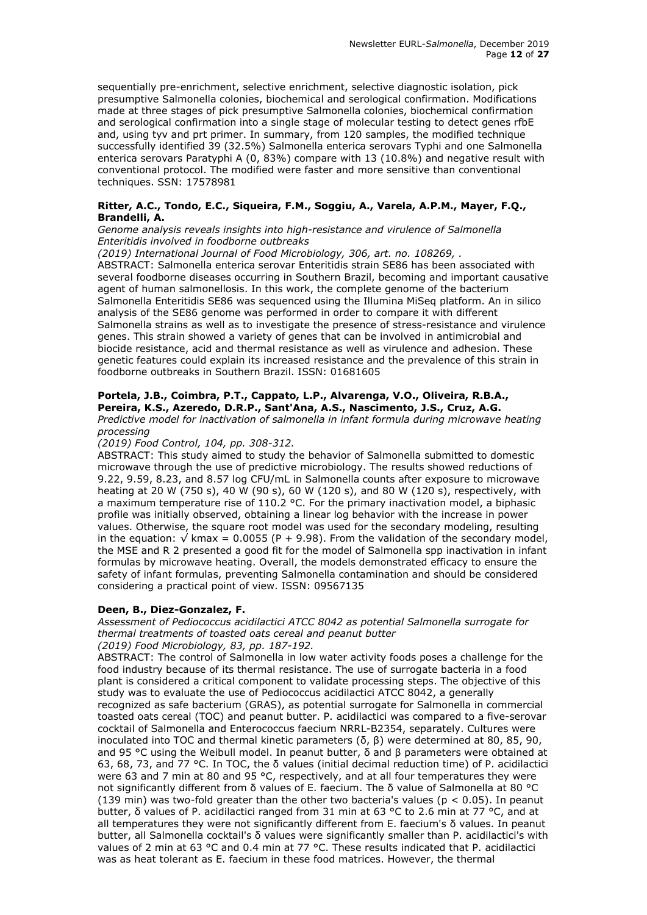sequentially pre-enrichment, selective enrichment, selective diagnostic isolation, pick presumptive Salmonella colonies, biochemical and serological confirmation. Modifications made at three stages of pick presumptive Salmonella colonies, biochemical confirmation and serological confirmation into a single stage of molecular testing to detect genes rfbE and, using tyv and prt primer. In summary, from 120 samples, the modified technique successfully identified 39 (32.5%) Salmonella enterica serovars Typhi and one Salmonella enterica serovars Paratyphi A (0, 83%) compare with 13 (10.8%) and negative result with conventional protocol. The modified were faster and more sensitive than conventional techniques. SSN: 17578981

**Ritter, A.C., Tondo, E.C., Siqueira, F.M., Soggiu, A., Varela, A.P.M., Mayer, F.Q., Brandelli, A.**

*Genome analysis reveals insights into high-resistance and virulence of Salmonella Enteritidis involved in foodborne outbreaks*

*(2019) International Journal of Food Microbiology, 306, art. no. 108269, .*

ABSTRACT: Salmonella enterica serovar Enteritidis strain SE86 has been associated with several foodborne diseases occurring in Southern Brazil, becoming and important causative agent of human salmonellosis. In this work, the complete genome of the bacterium Salmonella Enteritidis SE86 was sequenced using the Illumina MiSeq platform. An in silico analysis of the SE86 genome was performed in order to compare it with different Salmonella strains as well as to investigate the presence of stress-resistance and virulence genes. This strain showed a variety of genes that can be involved in antimicrobial and biocide resistance, acid and thermal resistance as well as virulence and adhesion. These genetic features could explain its increased resistance and the prevalence of this strain in foodborne outbreaks in Southern Brazil. ISSN: 01681605

**Portela, J.B., Coimbra, P.T., Cappato, L.P., Alvarenga, V.O., Oliveira, R.B.A., Pereira, K.S., Azeredo, D.R.P., Sant'Ana, A.S., Nascimento, J.S., Cruz, A.G.**

*Predictive model for inactivation of salmonella in infant formula during microwave heating processing*

*(2019) Food Control, 104, pp. 308-312.*

ABSTRACT: This study aimed to study the behavior of Salmonella submitted to domestic microwave through the use of predictive microbiology. The results showed reductions of 9.22, 9.59, 8.23, and 8.57 log CFU/mL in Salmonella counts after exposure to microwave heating at 20 W (750 s), 40 W (90 s), 60 W (120 s), and 80 W (120 s), respectively, with a maximum temperature rise of 110.2 °C. For the primary inactivation model, a biphasic profile was initially observed, obtaining a linear log behavior with the increase in power values. Otherwise, the square root model was used for the secondary modeling, resulting in the equation: $\sqrt{}$ kmax = 0.0055 (P + 9.98). From the validation of the secondary model, the MSE and $R^2$ presented a good fit for the model of Salmonella spp inactivation in infant formulas by microwave heating. Overall, the models demonstrated efficacy to ensure the safety of infant formulas, preventing Salmonella contamination and should be considered considering a practical point of view. ISSN: 09567135

**Deen, B., Diez-Gonzalez, F.**

*Assessment of Pediococcus acidilactici ATCC 8042 as potential Salmonella surrogate for thermal treatments of toasted oats cereal and peanut butter*

*(2019) Food Microbiology, 83, pp. 187-192.*

ABSTRACT: The control of Salmonella in low water activity foods poses a challenge for the food industry because of its thermal resistance. The use of surrogate bacteria in a food plant is considered a critical component to validate processing steps. The objective of this study was to evaluate the use of Pediococcus acidilactici ATCC 8042, a generally recognized as safe bacterium (GRAS), as potential surrogate for Salmonella in commercial toasted oats cereal (TOC) and peanut butter. P. acidilactici was compared to a five-serovar cocktail of Salmonella and Enterococcus faecium NRRL-B2354, separately. Cultures were inoculated into TOC and thermal kinetic parameters ($\delta$, $\beta$) were determined at 80, 85, 90, and 95 °C using the Weibull model. In peanut butter, $\delta$ and $\beta$ parameters were obtained at 63, 68, 73, and 77 °C. In TOC, the $\delta$ values (initial decimal reduction time) of P. acidilactici were 63 and 7 min at 80 and 95 °C, respectively, and at all four temperatures they were not significantly different from $\delta$ values of E. faecium. The $\delta$ value of Salmonella at 80 °C (139 min) was two-fold greater than the other two bacteria's values ($p < 0.05$). In peanut butter, $\delta$ values of P. acidilactici ranged from 31 min at 63 °C to 2.6 min at 77 °C, and at all temperatures they were not significantly different from E. faecium's $\delta$ values. In peanut butter, all Salmonella cocktail's $\delta$ values were significantly smaller than P. acidilactici's with values of 2 min at 63 °C and 0.4 min at 77 °C. These results indicated that P. acidilactici was as heat tolerant as E. faecium in these food matrices. However, the thermal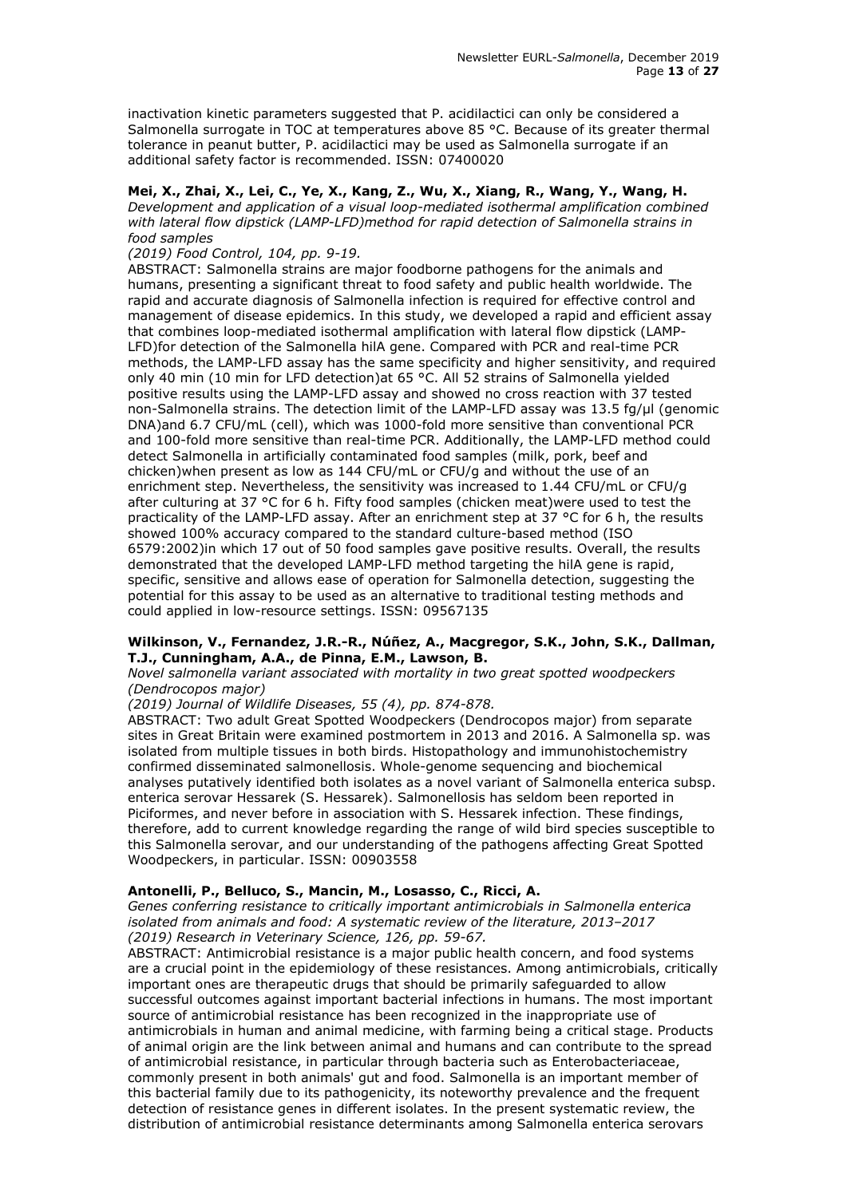inactivation kinetic parameters suggested that P. acidilactici can only be considered a Salmonella surrogate in TOC at temperatures above 85 °C. Because of its greater thermal tolerance in peanut butter, P. acidilactici may be used as Salmonella surrogate if an additional safety factor is recommended. ISSN: 07400020

**Mei, X., Zhai, X., Lei, C., Ye, X., Kang, Z., Wu, X., Xiang, R., Wang, Y., Wang, H.**
*Development and application of a visual loop-mediated isothermal amplification combined with lateral flow dipstick (LAMP-LFD)method for rapid detection of Salmonella strains in food samples*
*(2019) Food Control, 104, pp. 9-19.*
ABSTRACT: Salmonella strains are major foodborne pathogens for the animals and humans, presenting a significant threat to food safety and public health worldwide. The rapid and accurate diagnosis of Salmonella infection is required for effective control and management of disease epidemics. In this study, we developed a rapid and efficient assay that combines loop-mediated isothermal amplification with lateral flow dipstick (LAMP-LFD)for detection of the Salmonella hilA gene. Compared with PCR and real-time PCR methods, the LAMP-LFD assay has the same specificity and higher sensitivity, and required only 40 min (10 min for LFD detection)at 65 °C. All 52 strains of Salmonella yielded positive results using the LAMP-LFD assay and showed no cross reaction with 37 tested non-Salmonella strains. The detection limit of the LAMP-LFD assay was 13.5 fg/μl (genomic DNA)and 6.7 CFU/mL (cell), which was 1000-fold more sensitive than conventional PCR and 100-fold more sensitive than real-time PCR. Additionally, the LAMP-LFD method could detect Salmonella in artificially contaminated food samples (milk, pork, beef and chicken)when present as low as 144 CFU/mL or CFU/g and without the use of an enrichment step. Nevertheless, the sensitivity was increased to 1.44 CFU/mL or CFU/g after culturing at 37 °C for 6 h. Fifty food samples (chicken meat)were used to test the practicality of the LAMP-LFD assay. After an enrichment step at 37 °C for 6 h, the results showed 100% accuracy compared to the standard culture-based method (ISO 6579:2002)in which 17 out of 50 food samples gave positive results. Overall, the results demonstrated that the developed LAMP-LFD method targeting the hilA gene is rapid, specific, sensitive and allows ease of operation for Salmonella detection, suggesting the potential for this assay to be used as an alternative to traditional testing methods and could applied in low-resource settings. ISSN: 09567135

**Wilkinson, V., Fernandez, J.R.-R., Núñez, A., Macgregor, S.K., John, S.K., Dallman, T.J., Cunningham, A.A., de Pinna, E.M., Lawson, B.**
*Novel salmonella variant associated with mortality in two great spotted woodpeckers (Dendrocopos major)*
*(2019) Journal of Wildlife Diseases, 55 (4), pp. 874-878.*
ABSTRACT: Two adult Great Spotted Woodpeckers (Dendrocopos major) from separate sites in Great Britain were examined postmortem in 2013 and 2016. A Salmonella sp. was isolated from multiple tissues in both birds. Histopathology and immunohistochemistry confirmed disseminated salmonellosis. Whole-genome sequencing and biochemical analyses putatively identified both isolates as a novel variant of Salmonella enterica subsp. enterica serovar Hessarek (S. Hessarek). Salmonellosis has seldom been reported in Piciformes, and never before in association with S. Hessarek infection. These findings, therefore, add to current knowledge regarding the range of wild bird species susceptible to this Salmonella serovar, and our understanding of the pathogens affecting Great Spotted Woodpeckers, in particular. ISSN: 00903558

**Antonelli, P., Belluco, S., Mancin, M., Losasso, C., Ricci, A.**
*Genes conferring resistance to critically important antimicrobials in Salmonella enterica isolated from animals and food: A systematic review of the literature, 2013–2017*
*(2019) Research in Veterinary Science, 126, pp. 59-67.*
ABSTRACT: Antimicrobial resistance is a major public health concern, and food systems are a crucial point in the epidemiology of these resistances. Among antimicrobials, critically important ones are therapeutic drugs that should be primarily safeguarded to allow successful outcomes against important bacterial infections in humans. The most important source of antimicrobial resistance has been recognized in the inappropriate use of antimicrobials in human and animal medicine, with farming being a critical stage. Products of animal origin are the link between animal and humans and can contribute to the spread of antimicrobial resistance, in particular through bacteria such as Enterobacteriaceae, commonly present in both animals' gut and food. Salmonella is an important member of this bacterial family due to its pathogenicity, its noteworthy prevalence and the frequent detection of resistance genes in different isolates. In the present systematic review, the distribution of antimicrobial resistance determinants among Salmonella enterica serovars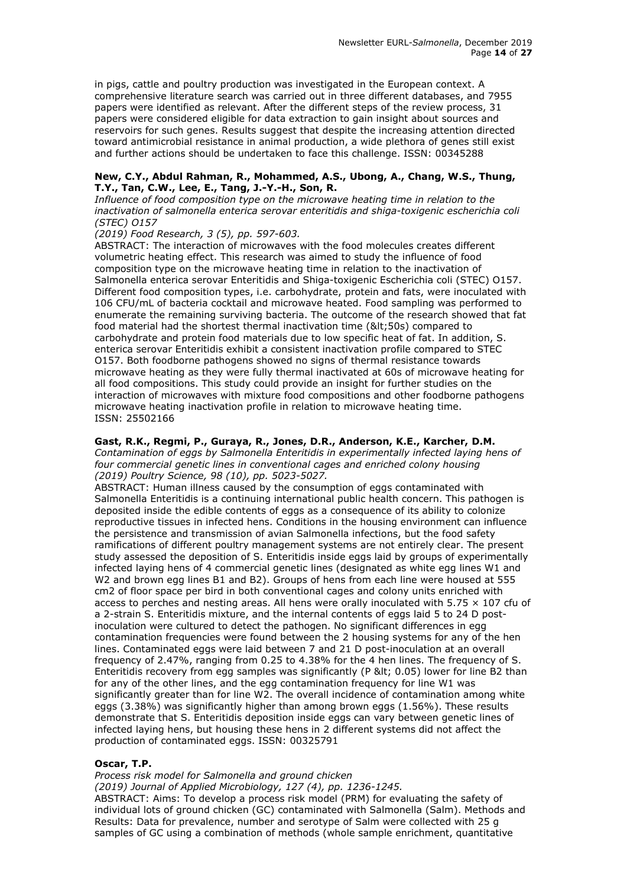in pigs, cattle and poultry production was investigated in the European context. A comprehensive literature search was carried out in three different databases, and 7955 papers were identified as relevant. After the different steps of the review process, 31 papers were considered eligible for data extraction to gain insight about sources and reservoirs for such genes. Results suggest that despite the increasing attention directed toward antimicrobial resistance in animal production, a wide plethora of genes still exist and further actions should be undertaken to face this challenge. ISSN: 00345288

**New, C.Y., Abdul Rahman, R., Mohammed, A.S., Ubong, A., Chang, W.S., Thung, T.Y., Tan, C.W., Lee, E., Tang, J.-Y.-H., Son, R.**
*Influence of food composition type on the microwave heating time in relation to the inactivation of salmonella enterica serovar enteritidis and shiga-toxigenic escherichia coli (STEC) O157*
*(2019) Food Research, 3 (5), pp. 597-603.*
ABSTRACT: The interaction of microwaves with the food molecules creates different volumetric heating effect. This research was aimed to study the influence of food composition type on the microwave heating time in relation to the inactivation of Salmonella enterica serovar Enteritidis and Shiga-toxigenic Escherichia coli (STEC) O157. Different food composition types, i.e. carbohydrate, protein and fats, were inoculated with 106 CFU/mL of bacteria cocktail and microwave heated. Food sampling was performed to enumerate the remaining surviving bacteria. The outcome of the research showed that fat food material had the shortest thermal inactivation time (&lt;50s) compared to carbohydrate and protein food materials due to low specific heat of fat. In addition, S. enterica serovar Enteritidis exhibit a consistent inactivation profile compared to STEC O157. Both foodborne pathogens showed no signs of thermal resistance towards microwave heating as they were fully thermal inactivated at 60s of microwave heating for all food compositions. This study could provide an insight for further studies on the interaction of microwaves with mixture food compositions and other foodborne pathogens microwave heating inactivation profile in relation to microwave heating time.
ISSN: 25502166

**Gast, R.K., Regmi, P., Guraya, R., Jones, D.R., Anderson, K.E., Karcher, D.M.**
*Contamination of eggs by Salmonella Enteritidis in experimentally infected laying hens of four commercial genetic lines in conventional cages and enriched colony housing*
*(2019) Poultry Science, 98 (10), pp. 5023-5027.*
ABSTRACT: Human illness caused by the consumption of eggs contaminated with Salmonella Enteritidis is a continuing international public health concern. This pathogen is deposited inside the edible contents of eggs as a consequence of its ability to colonize reproductive tissues in infected hens. Conditions in the housing environment can influence the persistence and transmission of avian Salmonella infections, but the food safety ramifications of different poultry management systems are not entirely clear. The present study assessed the deposition of S. Enteritidis inside eggs laid by groups of experimentally infected laying hens of 4 commercial genetic lines (designated as white egg lines W1 and W2 and brown egg lines B1 and B2). Groups of hens from each line were housed at 555 cm2 of floor space per bird in both conventional cages and colony units enriched with access to perches and nesting areas. All hens were orally inoculated with $5.75 \times 107$ cfu of a 2-strain S. Enteritidis mixture, and the internal contents of eggs laid 5 to 24 D post-inoculation were cultured to detect the pathogen. No significant differences in egg contamination frequencies were found between the 2 housing systems for any of the hen lines. Contaminated eggs were laid between 7 and 21 D post-inoculation at an overall frequency of 2.47%, ranging from 0.25 to 4.38% for the 4 hen lines. The frequency of S. Enteritidis recovery from egg samples was significantly (P &lt; 0.05) lower for line B2 than for any of the other lines, and the egg contamination frequency for line W1 was significantly greater than for line W2. The overall incidence of contamination among white eggs (3.38%) was significantly higher than among brown eggs (1.56%). These results demonstrate that S. Enteritidis deposition inside eggs can vary between genetic lines of infected laying hens, but housing these hens in 2 different systems did not affect the production of contaminated eggs. ISSN: 00325791

**Oscar, T.P.**
*Process risk model for Salmonella and ground chicken*
*(2019) Journal of Applied Microbiology, 127 (4), pp. 1236-1245.*
ABSTRACT: Aims: To develop a process risk model (PRM) for evaluating the safety of individual lots of ground chicken (GC) contaminated with Salmonella (Salm). Methods and Results: Data for prevalence, number and serotype of Salm were collected with 25 g samples of GC using a combination of methods (whole sample enrichment, quantitative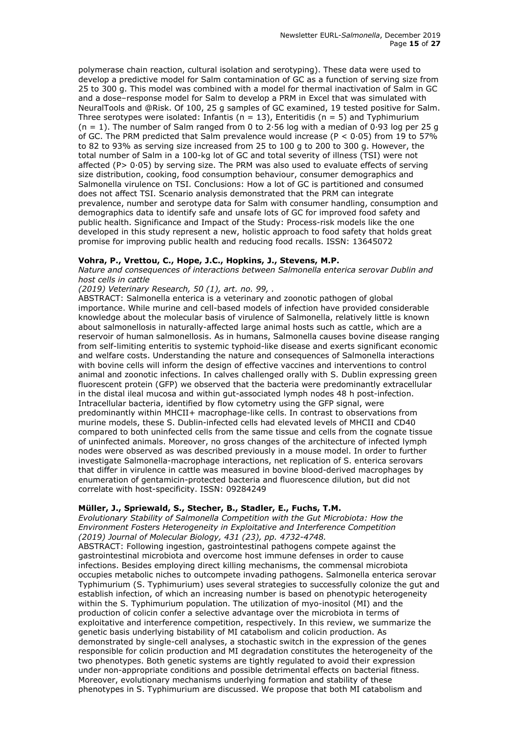polymerase chain reaction, cultural isolation and serotyping). These data were used to develop a predictive model for Salm contamination of GC as a function of serving size from 25 to 300 g. This model was combined with a model for thermal inactivation of Salm in GC and a dose–response model for Salm to develop a PRM in Excel that was simulated with NeuralTools and @Risk. Of 100, 25 g samples of GC examined, 19 tested positive for Salm. Three serotypes were isolated: Infantis ($n = 13$), Enteritidis ($n = 5$) and Typhimurium ($n = 1$). The number of Salm ranged from 0 to 2·56 log with a median of 0·93 log per 25 g of GC. The PRM predicted that Salm prevalence would increase ($P < 0{\cdot}05$) from 19 to 57% to 82 to 93% as serving size increased from 25 to 100 g to 200 to 300 g. However, the total number of Salm in a 100-kg lot of GC and total severity of illness (TSI) were not affected ($P > 0{\cdot}05$) by serving size. The PRM was also used to evaluate effects of serving size distribution, cooking, food consumption behaviour, consumer demographics and Salmonella virulence on TSI. Conclusions: How a lot of GC is partitioned and consumed does not affect TSI. Scenario analysis demonstrated that the PRM can integrate prevalence, number and serotype data for Salm with consumer handling, consumption and demographics data to identify safe and unsafe lots of GC for improved food safety and public health. Significance and Impact of the Study: Process-risk models like the one developed in this study represent a new, holistic approach to food safety that holds great promise for improving public health and reducing food recalls. ISSN: 13645072

**Vohra, P., Vrettou, C., Hope, J.C., Hopkins, J., Stevens, M.P.**
*Nature and consequences of interactions between Salmonella enterica serovar Dublin and host cells in cattle*
*(2019) Veterinary Research, 50 (1), art. no. 99, .*
ABSTRACT: Salmonella enterica is a veterinary and zoonotic pathogen of global importance. While murine and cell-based models of infection have provided considerable knowledge about the molecular basis of virulence of Salmonella, relatively little is known about salmonellosis in naturally-affected large animal hosts such as cattle, which are a reservoir of human salmonellosis. As in humans, Salmonella causes bovine disease ranging from self-limiting enteritis to systemic typhoid-like disease and exerts significant economic and welfare costs. Understanding the nature and consequences of Salmonella interactions with bovine cells will inform the design of effective vaccines and interventions to control animal and zoonotic infections. In calves challenged orally with S. Dublin expressing green fluorescent protein (GFP) we observed that the bacteria were predominantly extracellular in the distal ileal mucosa and within gut-associated lymph nodes 48 h post-infection. Intracellular bacteria, identified by flow cytometry using the GFP signal, were predominantly within MHCII+ macrophage-like cells. In contrast to observations from murine models, these S. Dublin-infected cells had elevated levels of MHCII and CD40 compared to both uninfected cells from the same tissue and cells from the cognate tissue of uninfected animals. Moreover, no gross changes of the architecture of infected lymph nodes were observed as was described previously in a mouse model. In order to further investigate Salmonella-macrophage interactions, net replication of S. enterica serovars that differ in virulence in cattle was measured in bovine blood-derived macrophages by enumeration of gentamicin-protected bacteria and fluorescence dilution, but did not correlate with host-specificity. ISSN: 09284249

**Müller, J., Spriewald, S., Stecher, B., Stadler, E., Fuchs, T.M.**
*Evolutionary Stability of Salmonella Competition with the Gut Microbiota: How the Environment Fosters Heterogeneity in Exploitative and Interference Competition*
*(2019) Journal of Molecular Biology, 431 (23), pp. 4732-4748.*
ABSTRACT: Following ingestion, gastrointestinal pathogens compete against the gastrointestinal microbiota and overcome host immune defenses in order to cause infections. Besides employing direct killing mechanisms, the commensal microbiota occupies metabolic niches to outcompete invading pathogens. Salmonella enterica serovar Typhimurium (S. Typhimurium) uses several strategies to successfully colonize the gut and establish infection, of which an increasing number is based on phenotypic heterogeneity within the S. Typhimurium population. The utilization of myo-inositol (MI) and the production of colicin confer a selective advantage over the microbiota in terms of exploitative and interference competition, respectively. In this review, we summarize the genetic basis underlying bistability of MI catabolism and colicin production. As demonstrated by single-cell analyses, a stochastic switch in the expression of the genes responsible for colicin production and MI degradation constitutes the heterogeneity of the two phenotypes. Both genetic systems are tightly regulated to avoid their expression under non-appropriate conditions and possible detrimental effects on bacterial fitness. Moreover, evolutionary mechanisms underlying formation and stability of these phenotypes in S. Typhimurium are discussed. We propose that both MI catabolism and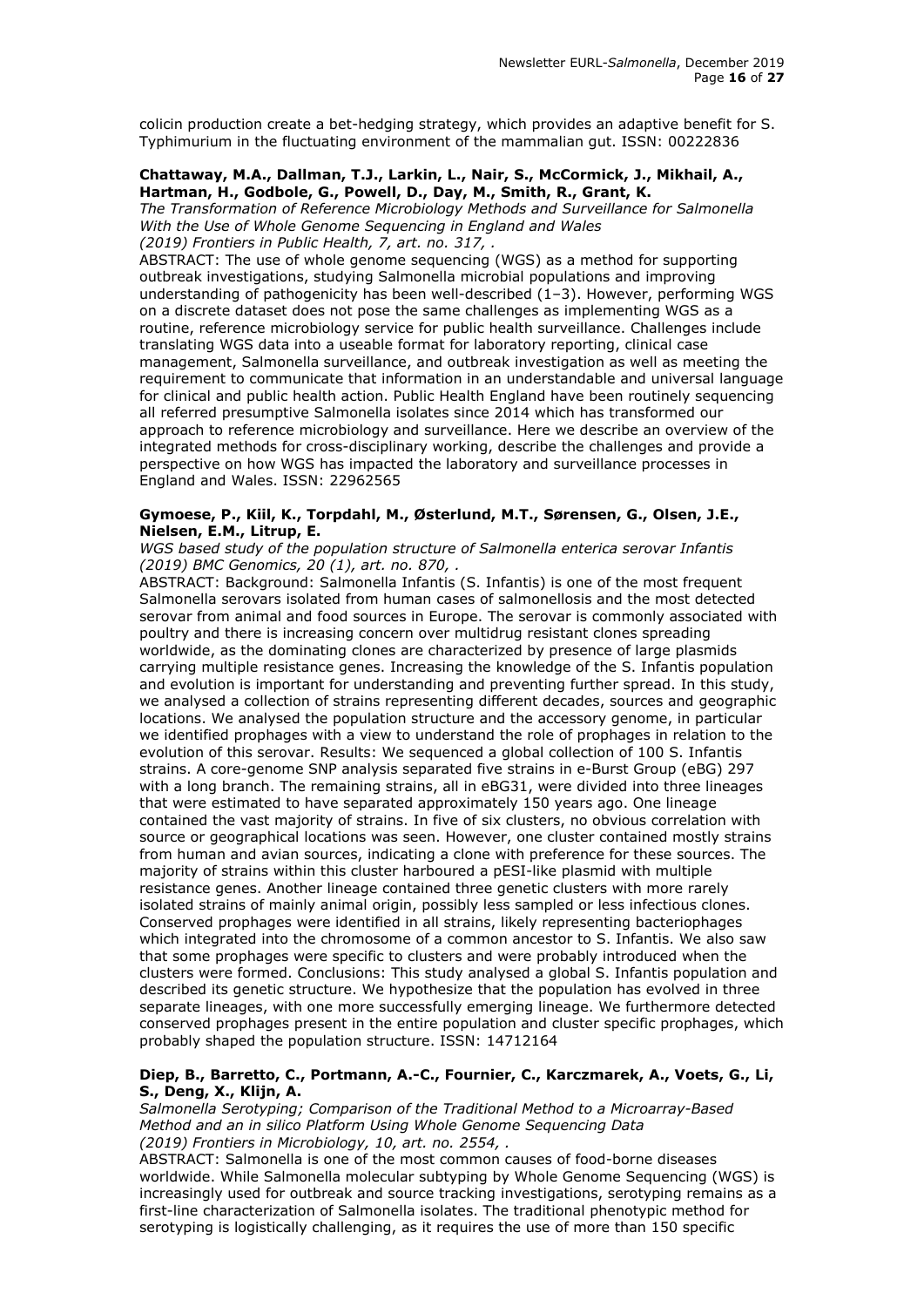colicin production create a bet-hedging strategy, which provides an adaptive benefit for S. Typhimurium in the fluctuating environment of the mammalian gut. ISSN: 00222836

**Chattaway, M.A., Dallman, T.J., Larkin, L., Nair, S., McCormick, J., Mikhail, A., Hartman, H., Godbole, G., Powell, D., Day, M., Smith, R., Grant, K.**
*The Transformation of Reference Microbiology Methods and Surveillance for Salmonella With the Use of Whole Genome Sequencing in England and Wales*
*(2019) Frontiers in Public Health, 7, art. no. 317, .*
ABSTRACT: The use of whole genome sequencing (WGS) as a method for supporting outbreak investigations, studying Salmonella microbial populations and improving understanding of pathogenicity has been well-described (1–3). However, performing WGS on a discrete dataset does not pose the same challenges as implementing WGS as a routine, reference microbiology service for public health surveillance. Challenges include translating WGS data into a useable format for laboratory reporting, clinical case management, Salmonella surveillance, and outbreak investigation as well as meeting the requirement to communicate that information in an understandable and universal language for clinical and public health action. Public Health England have been routinely sequencing all referred presumptive Salmonella isolates since 2014 which has transformed our approach to reference microbiology and surveillance. Here we describe an overview of the integrated methods for cross-disciplinary working, describe the challenges and provide a perspective on how WGS has impacted the laboratory and surveillance processes in England and Wales. ISSN: 22962565

**Gymoese, P., Kiil, K., Torpdahl, M., Østerlund, M.T., Sørensen, G., Olsen, J.E., Nielsen, E.M., Litrup, E.**
*WGS based study of the population structure of Salmonella enterica serovar Infantis*
*(2019) BMC Genomics, 20 (1), art. no. 870, .*
ABSTRACT: Background: Salmonella Infantis (S. Infantis) is one of the most frequent Salmonella serovars isolated from human cases of salmonellosis and the most detected serovar from animal and food sources in Europe. The serovar is commonly associated with poultry and there is increasing concern over multidrug resistant clones spreading worldwide, as the dominating clones are characterized by presence of large plasmids carrying multiple resistance genes. Increasing the knowledge of the S. Infantis population and evolution is important for understanding and preventing further spread. In this study, we analysed a collection of strains representing different decades, sources and geographic locations. We analysed the population structure and the accessory genome, in particular we identified prophages with a view to understand the role of prophages in relation to the evolution of this serovar. Results: We sequenced a global collection of 100 S. Infantis strains. A core-genome SNP analysis separated five strains in e-Burst Group (eBG) 297 with a long branch. The remaining strains, all in eBG31, were divided into three lineages that were estimated to have separated approximately 150 years ago. One lineage contained the vast majority of strains. In five of six clusters, no obvious correlation with source or geographical locations was seen. However, one cluster contained mostly strains from human and avian sources, indicating a clone with preference for these sources. The majority of strains within this cluster harboured a pESI-like plasmid with multiple resistance genes. Another lineage contained three genetic clusters with more rarely isolated strains of mainly animal origin, possibly less sampled or less infectious clones. Conserved prophages were identified in all strains, likely representing bacteriophages which integrated into the chromosome of a common ancestor to S. Infantis. We also saw that some prophages were specific to clusters and were probably introduced when the clusters were formed. Conclusions: This study analysed a global S. Infantis population and described its genetic structure. We hypothesize that the population has evolved in three separate lineages, with one more successfully emerging lineage. We furthermore detected conserved prophages present in the entire population and cluster specific prophages, which probably shaped the population structure. ISSN: 14712164

**Diep, B., Barretto, C., Portmann, A.-C., Fournier, C., Karczmarek, A., Voets, G., Li, S., Deng, X., Klijn, A.**
*Salmonella Serotyping; Comparison of the Traditional Method to a Microarray-Based Method and an in silico Platform Using Whole Genome Sequencing Data*
*(2019) Frontiers in Microbiology, 10, art. no. 2554, .*
ABSTRACT: Salmonella is one of the most common causes of food-borne diseases worldwide. While Salmonella molecular subtyping by Whole Genome Sequencing (WGS) is increasingly used for outbreak and source tracking investigations, serotyping remains as a first-line characterization of Salmonella isolates. The traditional phenotypic method for serotyping is logistically challenging, as it requires the use of more than 150 specific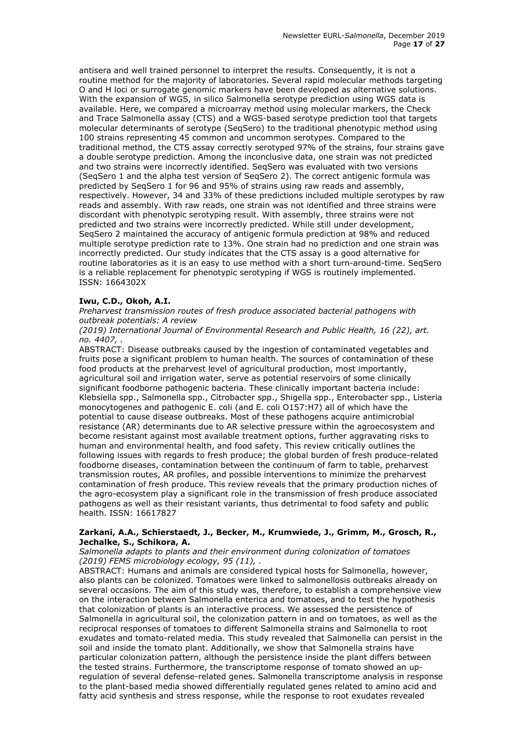antisera and well trained personnel to interpret the results. Consequently, it is not a routine method for the majority of laboratories. Several rapid molecular methods targeting O and H loci or surrogate genomic markers have been developed as alternative solutions. With the expansion of WGS, in silico Salmonella serotype prediction using WGS data is available. Here, we compared a microarray method using molecular markers, the Check and Trace Salmonella assay (CTS) and a WGS-based serotype prediction tool that targets molecular determinants of serotype (SeqSero) to the traditional phenotypic method using 100 strains representing 45 common and uncommon serotypes. Compared to the traditional method, the CTS assay correctly serotyped 97% of the strains, four strains gave a double serotype prediction. Among the inconclusive data, one strain was not predicted and two strains were incorrectly identified. SeqSero was evaluated with two versions (SeqSero 1 and the alpha test version of SeqSero 2). The correct antigenic formula was predicted by SeqSero 1 for 96 and 95% of strains using raw reads and assembly, respectively. However, 34 and 33% of these predictions included multiple serotypes by raw reads and assembly. With raw reads, one strain was not identified and three strains were discordant with phenotypic serotyping result. With assembly, three strains were not predicted and two strains were incorrectly predicted. While still under development, SeqSero 2 maintained the accuracy of antigenic formula prediction at 98% and reduced multiple serotype prediction rate to 13%. One strain had no prediction and one strain was incorrectly predicted. Our study indicates that the CTS assay is a good alternative for routine laboratories as it is an easy to use method with a short turn-around-time. SeqSero is a reliable replacement for phenotypic serotyping if WGS is routinely implemented. ISSN: 1664302X

**Iwu, C.D., Okoh, A.I.**

*Preharvest transmission routes of fresh produce associated bacterial pathogens with outbreak potentials: A review*

*(2019) International Journal of Environmental Research and Public Health, 16 (22), art. no. 4407, .*

ABSTRACT: Disease outbreaks caused by the ingestion of contaminated vegetables and fruits pose a significant problem to human health. The sources of contamination of these food products at the preharvest level of agricultural production, most importantly, agricultural soil and irrigation water, serve as potential reservoirs of some clinically significant foodborne pathogenic bacteria. These clinically important bacteria include: Klebsiella spp., Salmonella spp., Citrobacter spp., Shigella spp., Enterobacter spp., Listeria monocytogenes and pathogenic E. coli (and E. coli O157:H7) all of which have the potential to cause disease outbreaks. Most of these pathogens acquire antimicrobial resistance (AR) determinants due to AR selective pressure within the agroecosystem and become resistant against most available treatment options, further aggravating risks to human and environmental health, and food safety. This review critically outlines the following issues with regards to fresh produce; the global burden of fresh produce-related foodborne diseases, contamination between the continuum of farm to table, preharvest transmission routes, AR profiles, and possible interventions to minimize the preharvest contamination of fresh produce. This review reveals that the primary production niches of the agro-ecosystem play a significant role in the transmission of fresh produce associated pathogens as well as their resistant variants, thus detrimental to food safety and public health. ISSN: 16617827

**Zarkani, A.A., Schierstaedt, J., Becker, M., Krumwiede, J., Grimm, M., Grosch, R., Jechalke, S., Schikora, A.**

*Salmonella adapts to plants and their environment during colonization of tomatoes*

*(2019) FEMS microbiology ecology, 95 (11), .*

ABSTRACT: Humans and animals are considered typical hosts for Salmonella, however, also plants can be colonized. Tomatoes were linked to salmonellosis outbreaks already on several occasions. The aim of this study was, therefore, to establish a comprehensive view on the interaction between Salmonella enterica and tomatoes, and to test the hypothesis that colonization of plants is an interactive process. We assessed the persistence of Salmonella in agricultural soil, the colonization pattern in and on tomatoes, as well as the reciprocal responses of tomatoes to different Salmonella strains and Salmonella to root exudates and tomato-related media. This study revealed that Salmonella can persist in the soil and inside the tomato plant. Additionally, we show that Salmonella strains have particular colonization pattern, although the persistence inside the plant differs between the tested strains. Furthermore, the transcriptome response of tomato showed an up-regulation of several defense-related genes. Salmonella transcriptome analysis in response to the plant-based media showed differentially regulated genes related to amino acid and fatty acid synthesis and stress response, while the response to root exudates revealed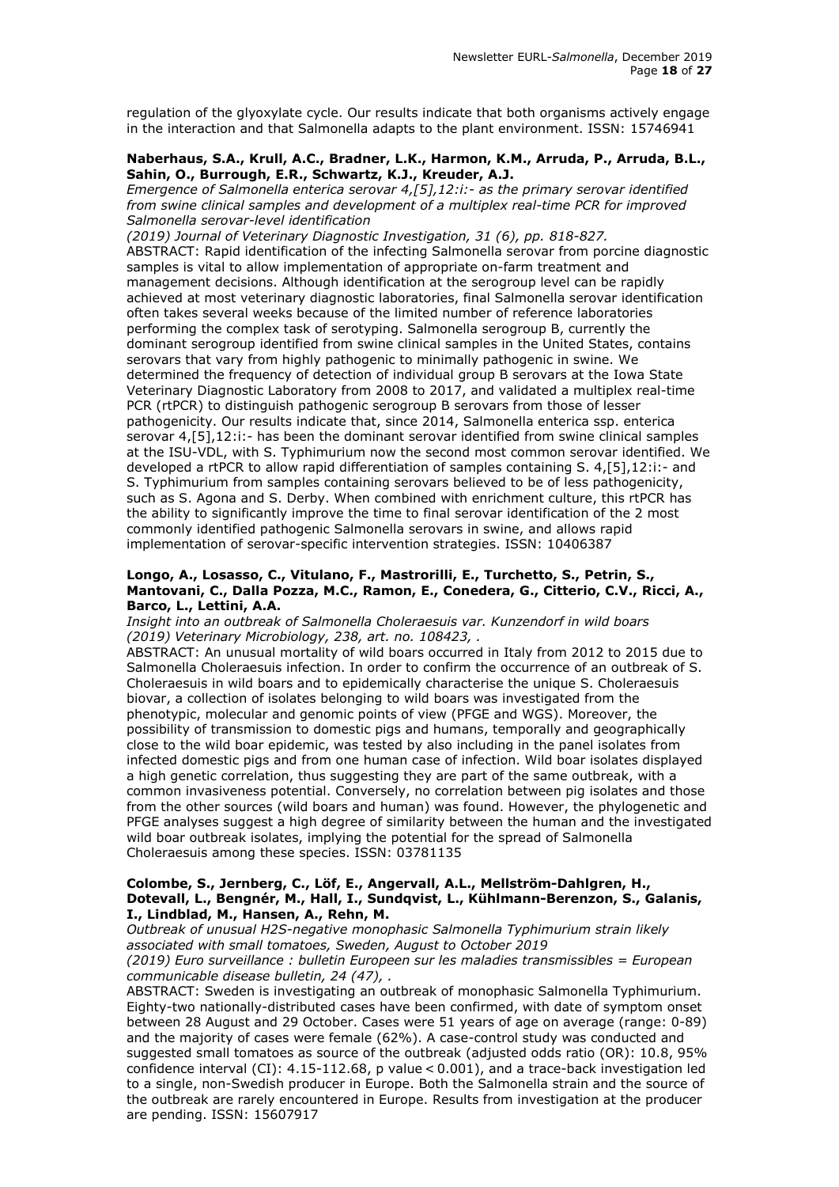regulation of the glyoxylate cycle. Our results indicate that both organisms actively engage in the interaction and that Salmonella adapts to the plant environment. ISSN: 15746941

**Naberhaus, S.A., Krull, A.C., Bradner, L.K., Harmon, K.M., Arruda, P., Arruda, B.L., Sahin, O., Burrough, E.R., Schwartz, K.J., Kreuder, A.J.**

*Emergence of Salmonella enterica serovar 4,[5],12:i:- as the primary serovar identified from swine clinical samples and development of a multiplex real-time PCR for improved Salmonella serovar-level identification*

*(2019) Journal of Veterinary Diagnostic Investigation, 31 (6), pp. 818-827.*

ABSTRACT: Rapid identification of the infecting Salmonella serovar from porcine diagnostic samples is vital to allow implementation of appropriate on-farm treatment and management decisions. Although identification at the serogroup level can be rapidly achieved at most veterinary diagnostic laboratories, final Salmonella serovar identification often takes several weeks because of the limited number of reference laboratories performing the complex task of serotyping. Salmonella serogroup B, currently the dominant serogroup identified from swine clinical samples in the United States, contains serovars that vary from highly pathogenic to minimally pathogenic in swine. We determined the frequency of detection of individual group B serovars at the Iowa State Veterinary Diagnostic Laboratory from 2008 to 2017, and validated a multiplex real-time PCR (rtPCR) to distinguish pathogenic serogroup B serovars from those of lesser pathogenicity. Our results indicate that, since 2014, Salmonella enterica ssp. enterica serovar 4,[5],12:i:- has been the dominant serovar identified from swine clinical samples at the ISU-VDL, with S. Typhimurium now the second most common serovar identified. We developed a rtPCR to allow rapid differentiation of samples containing S. 4,[5],12:i:- and S. Typhimurium from samples containing serovars believed to be of less pathogenicity, such as S. Agona and S. Derby. When combined with enrichment culture, this rtPCR has the ability to significantly improve the time to final serovar identification of the 2 most commonly identified pathogenic Salmonella serovars in swine, and allows rapid implementation of serovar-specific intervention strategies. ISSN: 10406387

**Longo, A., Losasso, C., Vitulano, F., Mastrorilli, E., Turchetto, S., Petrin, S., Mantovani, C., Dalla Pozza, M.C., Ramon, E., Conedera, G., Citterio, C.V., Ricci, A., Barco, L., Lettini, A.A.**

*Insight into an outbreak of Salmonella Choleraesuis var. Kunzendorf in wild boars*

*(2019) Veterinary Microbiology, 238, art. no. 108423, .*

ABSTRACT: An unusual mortality of wild boars occurred in Italy from 2012 to 2015 due to Salmonella Choleraesuis infection. In order to confirm the occurrence of an outbreak of S. Choleraesuis in wild boars and to epidemically characterise the unique S. Choleraesuis biovar, a collection of isolates belonging to wild boars was investigated from the phenotypic, molecular and genomic points of view (PFGE and WGS). Moreover, the possibility of transmission to domestic pigs and humans, temporally and geographically close to the wild boar epidemic, was tested by also including in the panel isolates from infected domestic pigs and from one human case of infection. Wild boar isolates displayed a high genetic correlation, thus suggesting they are part of the same outbreak, with a common invasiveness potential. Conversely, no correlation between pig isolates and those from the other sources (wild boars and human) was found. However, the phylogenetic and PFGE analyses suggest a high degree of similarity between the human and the investigated wild boar outbreak isolates, implying the potential for the spread of Salmonella Choleraesuis among these species. ISSN: 03781135

**Colombe, S., Jernberg, C., Löf, E., Angervall, A.L., Mellström-Dahlgren, H., Dotevall, L., Bengnér, M., Hall, I., Sundqvist, L., Kühlmann-Berenzon, S., Galanis, I., Lindblad, M., Hansen, A., Rehn, M.**

*Outbreak of unusual H2S-negative monophasic Salmonella Typhimurium strain likely associated with small tomatoes, Sweden, August to October 2019*

*(2019) Euro surveillance : bulletin Europeen sur les maladies transmissibles = European communicable disease bulletin, 24 (47), .*

ABSTRACT: Sweden is investigating an outbreak of monophasic Salmonella Typhimurium. Eighty-two nationally-distributed cases have been confirmed, with date of symptom onset between 28 August and 29 October. Cases were 51 years of age on average (range: 0-89) and the majority of cases were female (62%). A case-control study was conducted and suggested small tomatoes as source of the outbreak (adjusted odds ratio (OR): 10.8, 95% confidence interval (CI): 4.15-112.68, p value < 0.001), and a trace-back investigation led to a single, non-Swedish producer in Europe. Both the Salmonella strain and the source of the outbreak are rarely encountered in Europe. Results from investigation at the producer are pending. ISSN: 15607917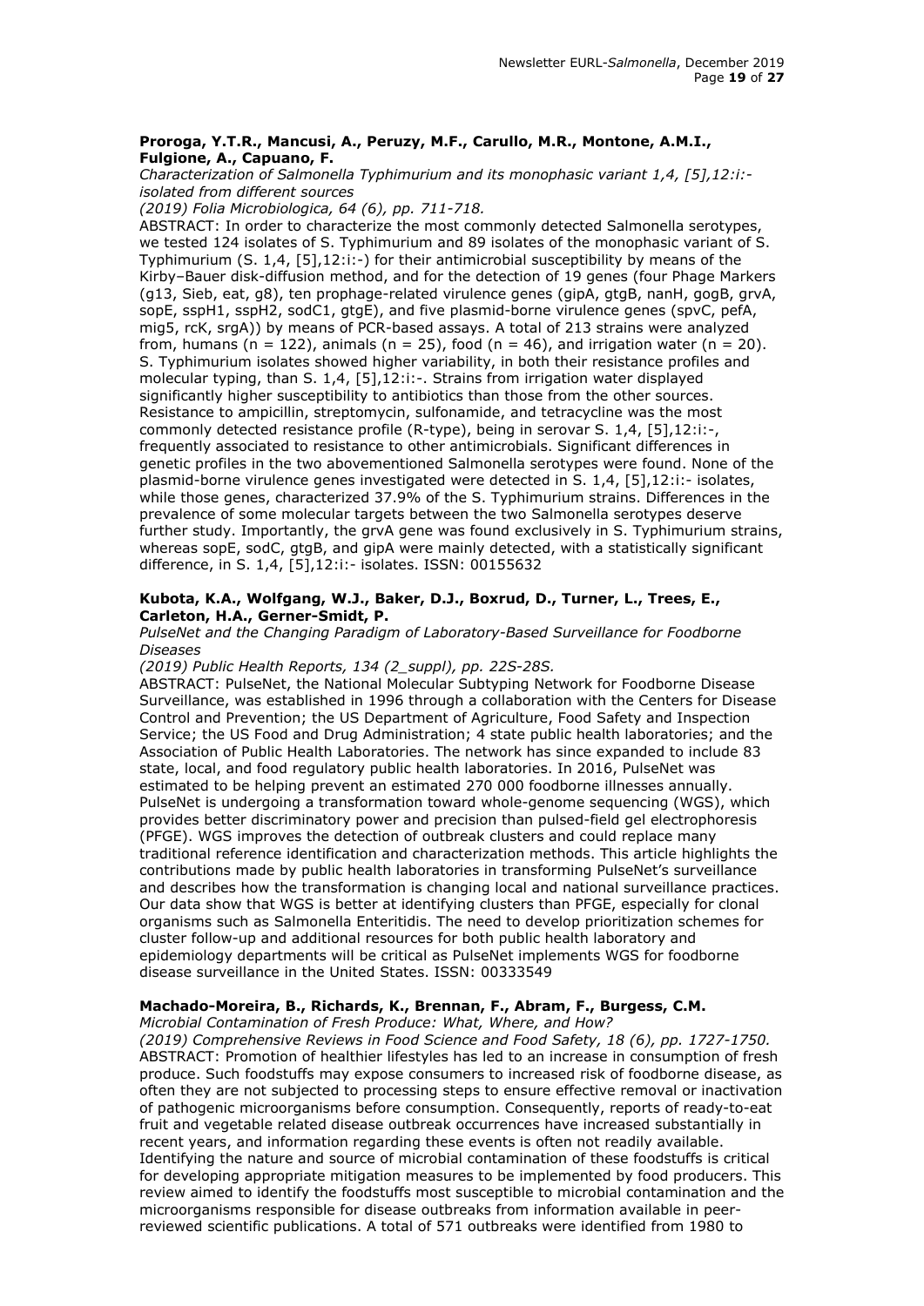**Proroga, Y.T.R., Mancusi, A., Peruzy, M.F., Carullo, M.R., Montone, A.M.I., Fulgione, A., Capuano, F.**

*Characterization of Salmonella Typhimurium and its monophasic variant 1,4, [5],12:i:- isolated from different sources*

*(2019) Folia Microbiologica, 64 (6), pp. 711-718.*

ABSTRACT: In order to characterize the most commonly detected Salmonella serotypes, we tested 124 isolates of S. Typhimurium and 89 isolates of the monophasic variant of S. Typhimurium (S. 1,4, [5],12:i:-) for their antimicrobial susceptibility by means of the Kirby–Bauer disk-diffusion method, and for the detection of 19 genes (four Phage Markers (g13, Sieb, eat, g8), ten prophage-related virulence genes (gipA, gtgB, nanH, gogB, grvA, sopE, sspH1, sspH2, sodC1, gtgE), and five plasmid-borne virulence genes (spvC, pefA, mig5, rcK, srgA)) by means of PCR-based assays. A total of 213 strains were analyzed from, humans (n = 122), animals (n = 25), food (n = 46), and irrigation water (n = 20). S. Typhimurium isolates showed higher variability, in both their resistance profiles and molecular typing, than S. 1,4, [5],12:i:-. Strains from irrigation water displayed significantly higher susceptibility to antibiotics than those from the other sources. Resistance to ampicillin, streptomycin, sulfonamide, and tetracycline was the most commonly detected resistance profile (R-type), being in serovar S. 1,4, [5],12:i:-, frequently associated to resistance to other antimicrobials. Significant differences in genetic profiles in the two abovementioned Salmonella serotypes were found. None of the plasmid-borne virulence genes investigated were detected in S. 1,4, [5],12:i:- isolates, while those genes, characterized 37.9% of the S. Typhimurium strains. Differences in the prevalence of some molecular targets between the two Salmonella serotypes deserve further study. Importantly, the grvA gene was found exclusively in S. Typhimurium strains, whereas sopE, sodC, gtgB, and gipA were mainly detected, with a statistically significant difference, in S. 1,4, [5],12:i:- isolates. ISSN: 00155632

**Kubota, K.A., Wolfgang, W.J., Baker, D.J., Boxrud, D., Turner, L., Trees, E., Carleton, H.A., Gerner-Smidt, P.**

*PulseNet and the Changing Paradigm of Laboratory-Based Surveillance for Foodborne Diseases*

*(2019) Public Health Reports, 134 (2_suppl), pp. 22S-28S.*

ABSTRACT: PulseNet, the National Molecular Subtyping Network for Foodborne Disease Surveillance, was established in 1996 through a collaboration with the Centers for Disease Control and Prevention; the US Department of Agriculture, Food Safety and Inspection Service; the US Food and Drug Administration; 4 state public health laboratories; and the Association of Public Health Laboratories. The network has since expanded to include 83 state, local, and food regulatory public health laboratories. In 2016, PulseNet was estimated to be helping prevent an estimated 270 000 foodborne illnesses annually. PulseNet is undergoing a transformation toward whole-genome sequencing (WGS), which provides better discriminatory power and precision than pulsed-field gel electrophoresis (PFGE). WGS improves the detection of outbreak clusters and could replace many traditional reference identification and characterization methods. This article highlights the contributions made by public health laboratories in transforming PulseNet's surveillance and describes how the transformation is changing local and national surveillance practices. Our data show that WGS is better at identifying clusters than PFGE, especially for clonal organisms such as Salmonella Enteritidis. The need to develop prioritization schemes for cluster follow-up and additional resources for both public health laboratory and epidemiology departments will be critical as PulseNet implements WGS for foodborne disease surveillance in the United States. ISSN: 00333549

**Machado-Moreira, B., Richards, K., Brennan, F., Abram, F., Burgess, C.M.**

*Microbial Contamination of Fresh Produce: What, Where, and How?*

*(2019) Comprehensive Reviews in Food Science and Food Safety, 18 (6), pp. 1727-1750.*

ABSTRACT: Promotion of healthier lifestyles has led to an increase in consumption of fresh produce. Such foodstuffs may expose consumers to increased risk of foodborne disease, as often they are not subjected to processing steps to ensure effective removal or inactivation of pathogenic microorganisms before consumption. Consequently, reports of ready-to-eat fruit and vegetable related disease outbreak occurrences have increased substantially in recent years, and information regarding these events is often not readily available. Identifying the nature and source of microbial contamination of these foodstuffs is critical for developing appropriate mitigation measures to be implemented by food producers. This review aimed to identify the foodstuffs most susceptible to microbial contamination and the microorganisms responsible for disease outbreaks from information available in peer-reviewed scientific publications. A total of 571 outbreaks were identified from 1980 to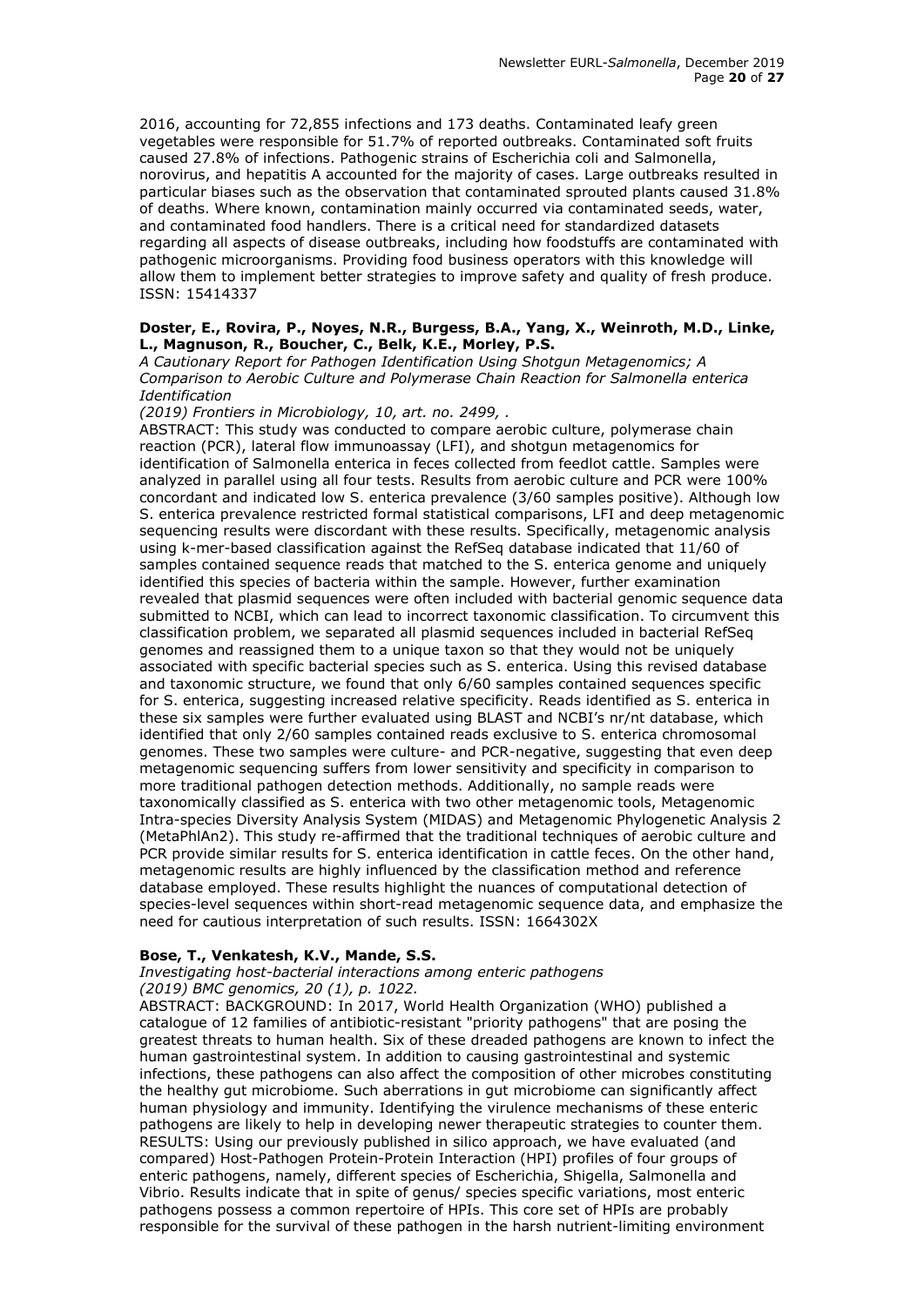2016, accounting for 72,855 infections and 173 deaths. Contaminated leafy green vegetables were responsible for 51.7% of reported outbreaks. Contaminated soft fruits caused 27.8% of infections. Pathogenic strains of Escherichia coli and Salmonella, norovirus, and hepatitis A accounted for the majority of cases. Large outbreaks resulted in particular biases such as the observation that contaminated sprouted plants caused 31.8% of deaths. Where known, contamination mainly occurred via contaminated seeds, water, and contaminated food handlers. There is a critical need for standardized datasets regarding all aspects of disease outbreaks, including how foodstuffs are contaminated with pathogenic microorganisms. Providing food business operators with this knowledge will allow them to implement better strategies to improve safety and quality of fresh produce. ISSN: 15414337

**Doster, E., Rovira, P., Noyes, N.R., Burgess, B.A., Yang, X., Weinroth, M.D., Linke, L., Magnuson, R., Boucher, C., Belk, K.E., Morley, P.S.**
*A Cautionary Report for Pathogen Identification Using Shotgun Metagenomics; A Comparison to Aerobic Culture and Polymerase Chain Reaction for Salmonella enterica Identification*
*(2019) Frontiers in Microbiology, 10, art. no. 2499, .*
ABSTRACT: This study was conducted to compare aerobic culture, polymerase chain reaction (PCR), lateral flow immunoassay (LFI), and shotgun metagenomics for identification of Salmonella enterica in feces collected from feedlot cattle. Samples were analyzed in parallel using all four tests. Results from aerobic culture and PCR were 100% concordant and indicated low S. enterica prevalence (3/60 samples positive). Although low S. enterica prevalence restricted formal statistical comparisons, LFI and deep metagenomic sequencing results were discordant with these results. Specifically, metagenomic analysis using k-mer-based classification against the RefSeq database indicated that 11/60 of samples contained sequence reads that matched to the S. enterica genome and uniquely identified this species of bacteria within the sample. However, further examination revealed that plasmid sequences were often included with bacterial genomic sequence data submitted to NCBI, which can lead to incorrect taxonomic classification. To circumvent this classification problem, we separated all plasmid sequences included in bacterial RefSeq genomes and reassigned them to a unique taxon so that they would not be uniquely associated with specific bacterial species such as S. enterica. Using this revised database and taxonomic structure, we found that only 6/60 samples contained sequences specific for S. enterica, suggesting increased relative specificity. Reads identified as S. enterica in these six samples were further evaluated using BLAST and NCBI's nr/nt database, which identified that only 2/60 samples contained reads exclusive to S. enterica chromosomal genomes. These two samples were culture- and PCR-negative, suggesting that even deep metagenomic sequencing suffers from lower sensitivity and specificity in comparison to more traditional pathogen detection methods. Additionally, no sample reads were taxonomically classified as S. enterica with two other metagenomic tools, Metagenomic Intra-species Diversity Analysis System (MIDAS) and Metagenomic Phylogenetic Analysis 2 (MetaPhlAn2). This study re-affirmed that the traditional techniques of aerobic culture and PCR provide similar results for S. enterica identification in cattle feces. On the other hand, metagenomic results are highly influenced by the classification method and reference database employed. These results highlight the nuances of computational detection of species-level sequences within short-read metagenomic sequence data, and emphasize the need for cautious interpretation of such results. ISSN: 1664302X

**Bose, T., Venkatesh, K.V., Mande, S.S.**
*Investigating host-bacterial interactions among enteric pathogens*
*(2019) BMC genomics, 20 (1), p. 1022.*
ABSTRACT: BACKGROUND: In 2017, World Health Organization (WHO) published a catalogue of 12 families of antibiotic-resistant "priority pathogens" that are posing the greatest threats to human health. Six of these dreaded pathogens are known to infect the human gastrointestinal system. In addition to causing gastrointestinal and systemic infections, these pathogens can also affect the composition of other microbes constituting the healthy gut microbiome. Such aberrations in gut microbiome can significantly affect human physiology and immunity. Identifying the virulence mechanisms of these enteric pathogens are likely to help in developing newer therapeutic strategies to counter them. RESULTS: Using our previously published in silico approach, we have evaluated (and compared) Host-Pathogen Protein-Protein Interaction (HPI) profiles of four groups of enteric pathogens, namely, different species of Escherichia, Shigella, Salmonella and Vibrio. Results indicate that in spite of genus/ species specific variations, most enteric pathogens possess a common repertoire of HPIs. This core set of HPIs are probably responsible for the survival of these pathogen in the harsh nutrient-limiting environment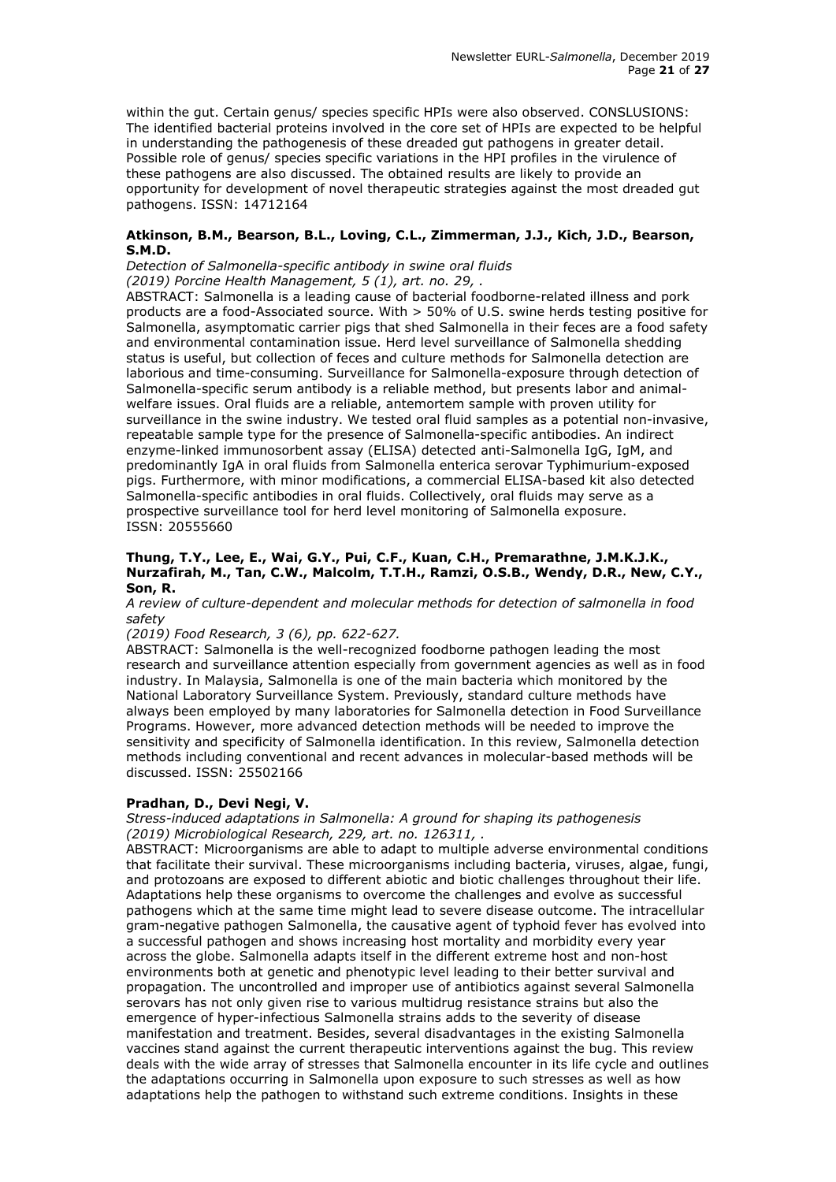within the gut. Certain genus/ species specific HPIs were also observed. CONSLUSIONS: The identified bacterial proteins involved in the core set of HPIs are expected to be helpful in understanding the pathogenesis of these dreaded gut pathogens in greater detail. Possible role of genus/ species specific variations in the HPI profiles in the virulence of these pathogens are also discussed. The obtained results are likely to provide an opportunity for development of novel therapeutic strategies against the most dreaded gut pathogens. ISSN: 14712164

**Atkinson, B.M., Bearson, B.L., Loving, C.L., Zimmerman, J.J., Kich, J.D., Bearson, S.M.D.**
*Detection of Salmonella-specific antibody in swine oral fluids*
*(2019) Porcine Health Management, 5 (1), art. no. 29, .*
ABSTRACT: Salmonella is a leading cause of bacterial foodborne-related illness and pork products are a food-Associated source. With > 50% of U.S. swine herds testing positive for Salmonella, asymptomatic carrier pigs that shed Salmonella in their feces are a food safety and environmental contamination issue. Herd level surveillance of Salmonella shedding status is useful, but collection of feces and culture methods for Salmonella detection are laborious and time-consuming. Surveillance for Salmonella-exposure through detection of Salmonella-specific serum antibody is a reliable method, but presents labor and animal-welfare issues. Oral fluids are a reliable, antemortem sample with proven utility for surveillance in the swine industry. We tested oral fluid samples as a potential non-invasive, repeatable sample type for the presence of Salmonella-specific antibodies. An indirect enzyme-linked immunosorbent assay (ELISA) detected anti-Salmonella IgG, IgM, and predominantly IgA in oral fluids from Salmonella enterica serovar Typhimurium-exposed pigs. Furthermore, with minor modifications, a commercial ELISA-based kit also detected Salmonella-specific antibodies in oral fluids. Collectively, oral fluids may serve as a prospective surveillance tool for herd level monitoring of Salmonella exposure.
ISSN: 20555660

**Thung, T.Y., Lee, E., Wai, G.Y., Pui, C.F., Kuan, C.H., Premarathne, J.M.K.J.K., Nurzafirah, M., Tan, C.W., Malcolm, T.T.H., Ramzi, O.S.B., Wendy, D.R., New, C.Y., Son, R.**
*A review of culture-dependent and molecular methods for detection of salmonella in food safety*
*(2019) Food Research, 3 (6), pp. 622-627.*
ABSTRACT: Salmonella is the well-recognized foodborne pathogen leading the most research and surveillance attention especially from government agencies as well as in food industry. In Malaysia, Salmonella is one of the main bacteria which monitored by the National Laboratory Surveillance System. Previously, standard culture methods have always been employed by many laboratories for Salmonella detection in Food Surveillance Programs. However, more advanced detection methods will be needed to improve the sensitivity and specificity of Salmonella identification. In this review, Salmonella detection methods including conventional and recent advances in molecular-based methods will be discussed. ISSN: 25502166

**Pradhan, D., Devi Negi, V.**
*Stress-induced adaptations in Salmonella: A ground for shaping its pathogenesis*
*(2019) Microbiological Research, 229, art. no. 126311, .*
ABSTRACT: Microorganisms are able to adapt to multiple adverse environmental conditions that facilitate their survival. These microorganisms including bacteria, viruses, algae, fungi, and protozoans are exposed to different abiotic and biotic challenges throughout their life. Adaptations help these organisms to overcome the challenges and evolve as successful pathogens which at the same time might lead to severe disease outcome. The intracellular gram-negative pathogen Salmonella, the causative agent of typhoid fever has evolved into a successful pathogen and shows increasing host mortality and morbidity every year across the globe. Salmonella adapts itself in the different extreme host and non-host environments both at genetic and phenotypic level leading to their better survival and propagation. The uncontrolled and improper use of antibiotics against several Salmonella serovars has not only given rise to various multidrug resistance strains but also the emergence of hyper-infectious Salmonella strains adds to the severity of disease manifestation and treatment. Besides, several disadvantages in the existing Salmonella vaccines stand against the current therapeutic interventions against the bug. This review deals with the wide array of stresses that Salmonella encounter in its life cycle and outlines the adaptations occurring in Salmonella upon exposure to such stresses as well as how adaptations help the pathogen to withstand such extreme conditions. Insights in these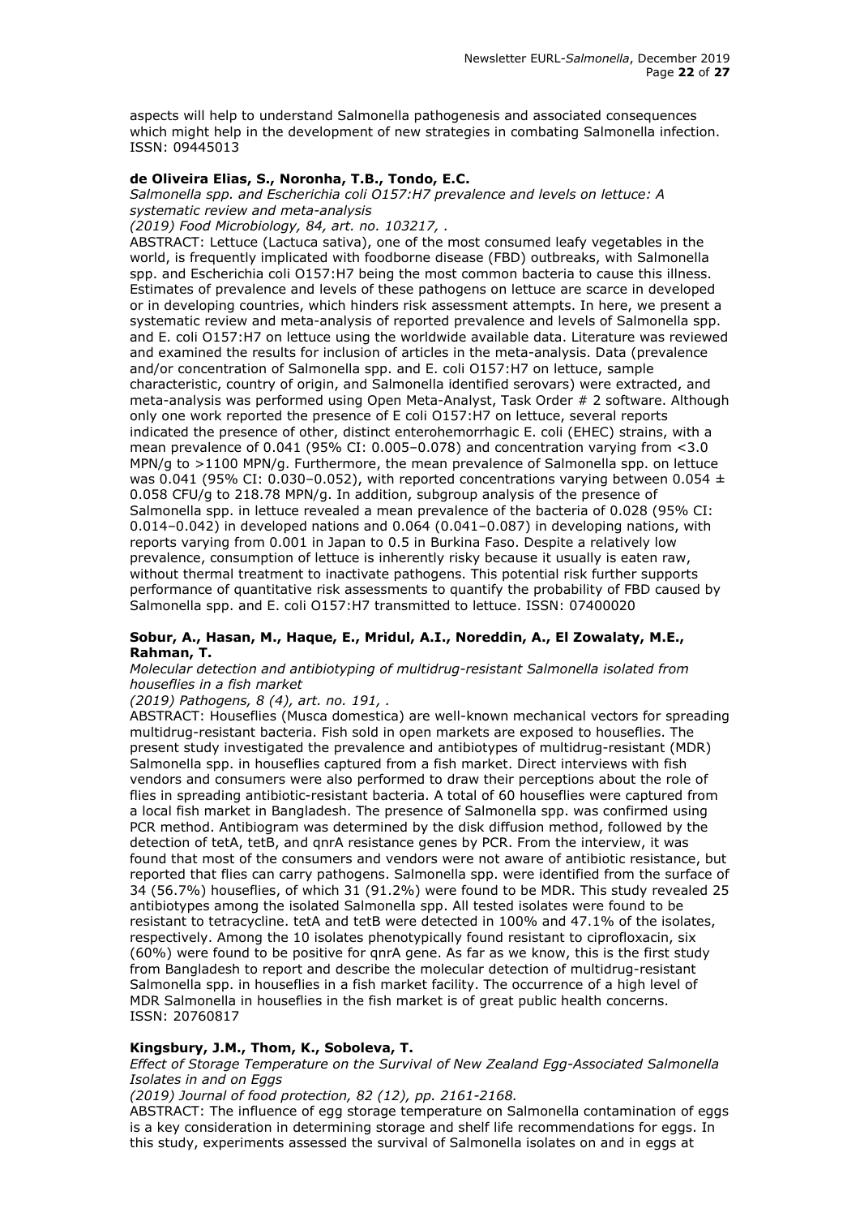aspects will help to understand Salmonella pathogenesis and associated consequences which might help in the development of new strategies in combating Salmonella infection. ISSN: 09445013

**de Oliveira Elias, S., Noronha, T.B., Tondo, E.C.**

*Salmonella spp. and Escherichia coli O157:H7 prevalence and levels on lettuce: A systematic review and meta-analysis*

*(2019) Food Microbiology, 84, art. no. 103217, .*

ABSTRACT: Lettuce (Lactuca sativa), one of the most consumed leafy vegetables in the world, is frequently implicated with foodborne disease (FBD) outbreaks, with Salmonella spp. and Escherichia coli O157:H7 being the most common bacteria to cause this illness. Estimates of prevalence and levels of these pathogens on lettuce are scarce in developed or in developing countries, which hinders risk assessment attempts. In here, we present a systematic review and meta-analysis of reported prevalence and levels of Salmonella spp. and E. coli O157:H7 on lettuce using the worldwide available data. Literature was reviewed and examined the results for inclusion of articles in the meta-analysis. Data (prevalence and/or concentration of Salmonella spp. and E. coli O157:H7 on lettuce, sample characteristic, country of origin, and Salmonella identified serovars) were extracted, and meta-analysis was performed using Open Meta-Analyst, Task Order # 2 software. Although only one work reported the presence of E coli O157:H7 on lettuce, several reports indicated the presence of other, distinct enterohemorrhagic E. coli (EHEC) strains, with a mean prevalence of 0.041 (95% CI: 0.005–0.078) and concentration varying from <3.0 MPN/g to >1100 MPN/g. Furthermore, the mean prevalence of Salmonella spp. on lettuce was 0.041 (95% CI: 0.030–0.052), with reported concentrations varying between 0.054 ± 0.058 CFU/g to 218.78 MPN/g. In addition, subgroup analysis of the presence of Salmonella spp. in lettuce revealed a mean prevalence of the bacteria of 0.028 (95% CI: 0.014–0.042) in developed nations and 0.064 (0.041–0.087) in developing nations, with reports varying from 0.001 in Japan to 0.5 in Burkina Faso. Despite a relatively low prevalence, consumption of lettuce is inherently risky because it usually is eaten raw, without thermal treatment to inactivate pathogens. This potential risk further supports performance of quantitative risk assessments to quantify the probability of FBD caused by Salmonella spp. and E. coli O157:H7 transmitted to lettuce. ISSN: 07400020

**Sobur, A., Hasan, M., Haque, E., Mridul, A.I., Noreddin, A., El Zowalaty, M.E., Rahman, T.**

*Molecular detection and antibiotyping of multidrug-resistant Salmonella isolated from houseflies in a fish market*

*(2019) Pathogens, 8 (4), art. no. 191, .*

ABSTRACT: Houseflies (Musca domestica) are well-known mechanical vectors for spreading multidrug-resistant bacteria. Fish sold in open markets are exposed to houseflies. The present study investigated the prevalence and antibiotypes of multidrug-resistant (MDR) Salmonella spp. in houseflies captured from a fish market. Direct interviews with fish vendors and consumers were also performed to draw their perceptions about the role of flies in spreading antibiotic-resistant bacteria. A total of 60 houseflies were captured from a local fish market in Bangladesh. The presence of Salmonella spp. was confirmed using PCR method. Antibiogram was determined by the disk diffusion method, followed by the detection of tetA, tetB, and qnrA resistance genes by PCR. From the interview, it was found that most of the consumers and vendors were not aware of antibiotic resistance, but reported that flies can carry pathogens. Salmonella spp. were identified from the surface of 34 (56.7%) houseflies, of which 31 (91.2%) were found to be MDR. This study revealed 25 antibiotypes among the isolated Salmonella spp. All tested isolates were found to be resistant to tetracycline. tetA and tetB were detected in 100% and 47.1% of the isolates, respectively. Among the 10 isolates phenotypically found resistant to ciprofloxacin, six (60%) were found to be positive for qnrA gene. As far as we know, this is the first study from Bangladesh to report and describe the molecular detection of multidrug-resistant Salmonella spp. in houseflies in a fish market facility. The occurrence of a high level of MDR Salmonella in houseflies in the fish market is of great public health concerns. ISSN: 20760817

**Kingsbury, J.M., Thom, K., Soboleva, T.**

*Effect of Storage Temperature on the Survival of New Zealand Egg-Associated Salmonella Isolates in and on Eggs*

*(2019) Journal of food protection, 82 (12), pp. 2161-2168.*

ABSTRACT: The influence of egg storage temperature on Salmonella contamination of eggs is a key consideration in determining storage and shelf life recommendations for eggs. In this study, experiments assessed the survival of Salmonella isolates on and in eggs at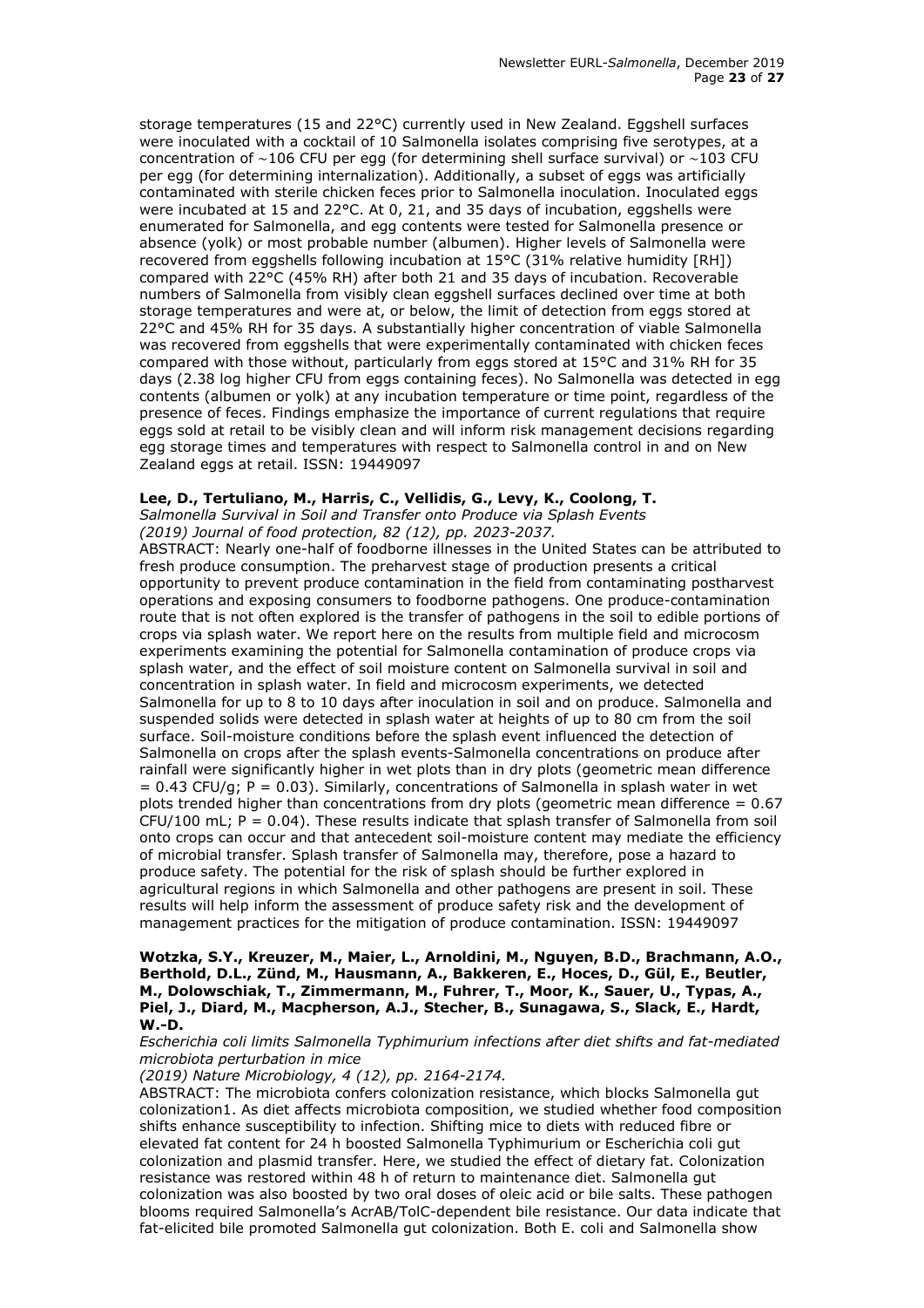storage temperatures (15 and 22°C) currently used in New Zealand. Eggshell surfaces were inoculated with a cocktail of 10 Salmonella isolates comprising five serotypes, at a concentration of ∼106 CFU per egg (for determining shell surface survival) or ∼103 CFU per egg (for determining internalization). Additionally, a subset of eggs was artificially contaminated with sterile chicken feces prior to Salmonella inoculation. Inoculated eggs were incubated at 15 and 22°C. At 0, 21, and 35 days of incubation, eggshells were enumerated for Salmonella, and egg contents were tested for Salmonella presence or absence (yolk) or most probable number (albumen). Higher levels of Salmonella were recovered from eggshells following incubation at 15°C (31% relative humidity [RH]) compared with 22°C (45% RH) after both 21 and 35 days of incubation. Recoverable numbers of Salmonella from visibly clean eggshell surfaces declined over time at both storage temperatures and were at, or below, the limit of detection from eggs stored at 22°C and 45% RH for 35 days. A substantially higher concentration of viable Salmonella was recovered from eggshells that were experimentally contaminated with chicken feces compared with those without, particularly from eggs stored at 15°C and 31% RH for 35 days (2.38 log higher CFU from eggs containing feces). No Salmonella was detected in egg contents (albumen or yolk) at any incubation temperature or time point, regardless of the presence of feces. Findings emphasize the importance of current regulations that require eggs sold at retail to be visibly clean and will inform risk management decisions regarding egg storage times and temperatures with respect to Salmonella control in and on New Zealand eggs at retail. ISSN: 19449097

**Lee, D., Tertuliano, M., Harris, C., Vellidis, G., Levy, K., Coolong, T.**
*Salmonella Survival in Soil and Transfer onto Produce via Splash Events*
*(2019) Journal of food protection, 82 (12), pp. 2023-2037.*
ABSTRACT: Nearly one-half of foodborne illnesses in the United States can be attributed to fresh produce consumption. The preharvest stage of production presents a critical opportunity to prevent produce contamination in the field from contaminating postharvest operations and exposing consumers to foodborne pathogens. One produce-contamination route that is not often explored is the transfer of pathogens in the soil to edible portions of crops via splash water. We report here on the results from multiple field and microcosm experiments examining the potential for Salmonella contamination of produce crops via splash water, and the effect of soil moisture content on Salmonella survival in soil and concentration in splash water. In field and microcosm experiments, we detected Salmonella for up to 8 to 10 days after inoculation in soil and on produce. Salmonella and suspended solids were detected in splash water at heights of up to 80 cm from the soil surface. Soil-moisture conditions before the splash event influenced the detection of Salmonella on crops after the splash events-Salmonella concentrations on produce after rainfall were significantly higher in wet plots than in dry plots (geometric mean difference = 0.43 CFU/g; P = 0.03). Similarly, concentrations of Salmonella in splash water in wet plots trended higher than concentrations from dry plots (geometric mean difference = 0.67 CFU/100 mL; P = 0.04). These results indicate that splash transfer of Salmonella from soil onto crops can occur and that antecedent soil-moisture content may mediate the efficiency of microbial transfer. Splash transfer of Salmonella may, therefore, pose a hazard to produce safety. The potential for the risk of splash should be further explored in agricultural regions in which Salmonella and other pathogens are present in soil. These results will help inform the assessment of produce safety risk and the development of management practices for the mitigation of produce contamination. ISSN: 19449097

**Wotzka, S.Y., Kreuzer, M., Maier, L., Arnoldini, M., Nguyen, B.D., Brachmann, A.O., Berthold, D.L., Zünd, M., Hausmann, A., Bakkeren, E., Hoces, D., Gül, E., Beutler, M., Dolowschiak, T., Zimmermann, M., Fuhrer, T., Moor, K., Sauer, U., Typas, A., Piel, J., Diard, M., Macpherson, A.J., Stecher, B., Sunagawa, S., Slack, E., Hardt, W.-D.**
*Escherichia coli limits Salmonella Typhimurium infections after diet shifts and fat-mediated microbiota perturbation in mice*
*(2019) Nature Microbiology, 4 (12), pp. 2164-2174.*
ABSTRACT: The microbiota confers colonization resistance, which blocks Salmonella gut colonization1. As diet affects microbiota composition, we studied whether food composition shifts enhance susceptibility to infection. Shifting mice to diets with reduced fibre or elevated fat content for 24 h boosted Salmonella Typhimurium or Escherichia coli gut colonization and plasmid transfer. Here, we studied the effect of dietary fat. Colonization resistance was restored within 48 h of return to maintenance diet. Salmonella gut colonization was also boosted by two oral doses of oleic acid or bile salts. These pathogen blooms required Salmonella's AcrAB/TolC-dependent bile resistance. Our data indicate that fat-elicited bile promoted Salmonella gut colonization. Both E. coli and Salmonella show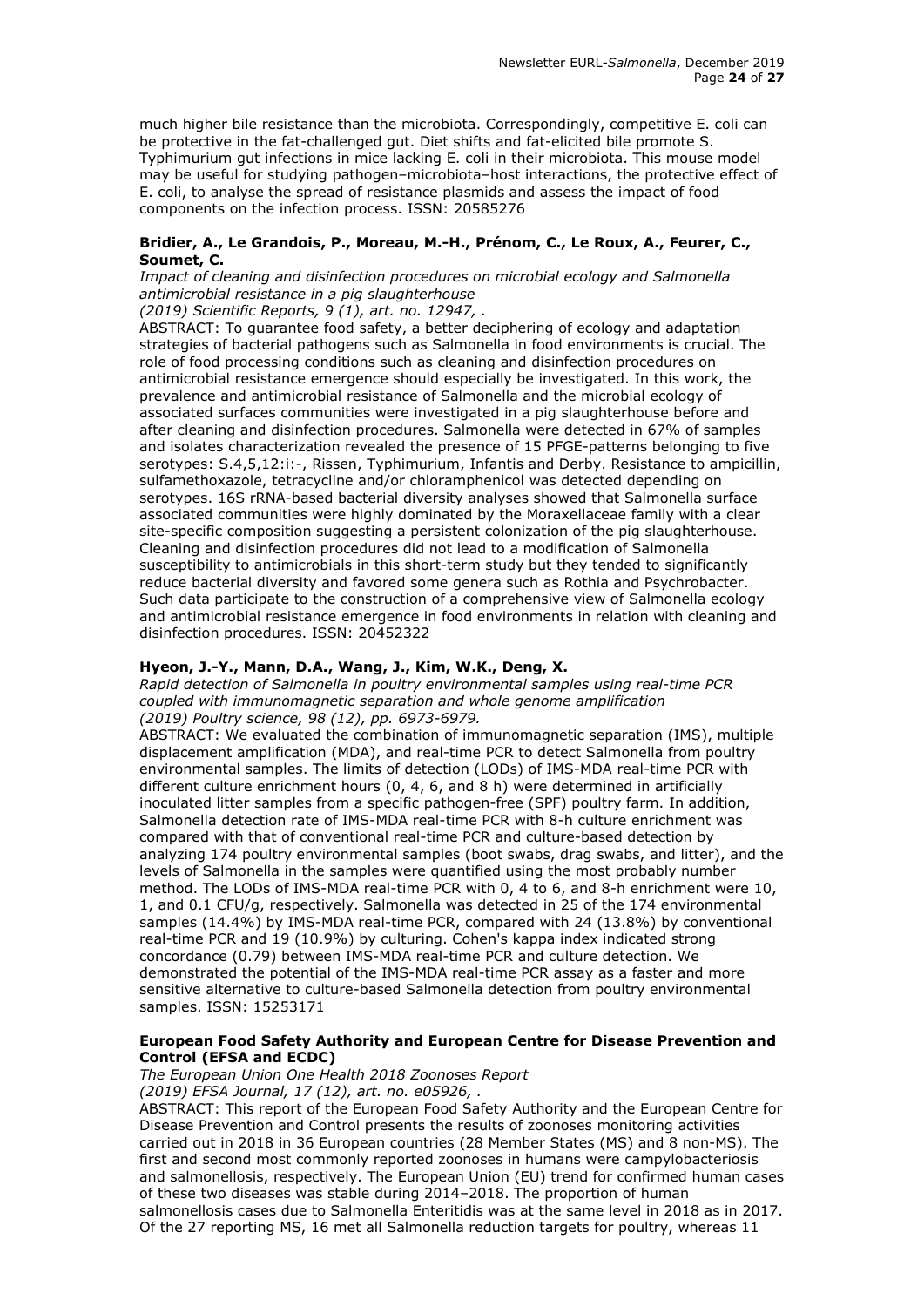much higher bile resistance than the microbiota. Correspondingly, competitive E. coli can be protective in the fat-challenged gut. Diet shifts and fat-elicited bile promote S. Typhimurium gut infections in mice lacking E. coli in their microbiota. This mouse model may be useful for studying pathogen–microbiota–host interactions, the protective effect of E. coli, to analyse the spread of resistance plasmids and assess the impact of food components on the infection process. ISSN: 20585276

**Bridier, A., Le Grandois, P., Moreau, M.-H., Prénom, C., Le Roux, A., Feurer, C., Soumet, C.**

*Impact of cleaning and disinfection procedures on microbial ecology and Salmonella antimicrobial resistance in a pig slaughterhouse*

*(2019) Scientific Reports, 9 (1), art. no. 12947, .*

ABSTRACT: To guarantee food safety, a better deciphering of ecology and adaptation strategies of bacterial pathogens such as Salmonella in food environments is crucial. The role of food processing conditions such as cleaning and disinfection procedures on antimicrobial resistance emergence should especially be investigated. In this work, the prevalence and antimicrobial resistance of Salmonella and the microbial ecology of associated surfaces communities were investigated in a pig slaughterhouse before and after cleaning and disinfection procedures. Salmonella were detected in 67% of samples and isolates characterization revealed the presence of 15 PFGE-patterns belonging to five serotypes: S.4,5,12:i:-, Rissen, Typhimurium, Infantis and Derby. Resistance to ampicillin, sulfamethoxazole, tetracycline and/or chloramphenicol was detected depending on serotypes. 16S rRNA-based bacterial diversity analyses showed that Salmonella surface associated communities were highly dominated by the Moraxellaceae family with a clear site-specific composition suggesting a persistent colonization of the pig slaughterhouse. Cleaning and disinfection procedures did not lead to a modification of Salmonella susceptibility to antimicrobials in this short-term study but they tended to significantly reduce bacterial diversity and favored some genera such as Rothia and Psychrobacter. Such data participate to the construction of a comprehensive view of Salmonella ecology and antimicrobial resistance emergence in food environments in relation with cleaning and disinfection procedures. ISSN: 20452322

**Hyeon, J.-Y., Mann, D.A., Wang, J., Kim, W.K., Deng, X.**

*Rapid detection of Salmonella in poultry environmental samples using real-time PCR coupled with immunomagnetic separation and whole genome amplification*

*(2019) Poultry science, 98 (12), pp. 6973-6979.*

ABSTRACT: We evaluated the combination of immunomagnetic separation (IMS), multiple displacement amplification (MDA), and real-time PCR to detect Salmonella from poultry environmental samples. The limits of detection (LODs) of IMS-MDA real-time PCR with different culture enrichment hours (0, 4, 6, and 8 h) were determined in artificially inoculated litter samples from a specific pathogen-free (SPF) poultry farm. In addition, Salmonella detection rate of IMS-MDA real-time PCR with 8-h culture enrichment was compared with that of conventional real-time PCR and culture-based detection by analyzing 174 poultry environmental samples (boot swabs, drag swabs, and litter), and the levels of Salmonella in the samples were quantified using the most probably number method. The LODs of IMS-MDA real-time PCR with 0, 4 to 6, and 8-h enrichment were 10, 1, and 0.1 CFU/g, respectively. Salmonella was detected in 25 of the 174 environmental samples (14.4%) by IMS-MDA real-time PCR, compared with 24 (13.8%) by conventional real-time PCR and 19 (10.9%) by culturing. Cohen's kappa index indicated strong concordance (0.79) between IMS-MDA real-time PCR and culture detection. We demonstrated the potential of the IMS-MDA real-time PCR assay as a faster and more sensitive alternative to culture-based Salmonella detection from poultry environmental samples. ISSN: 15253171

**European Food Safety Authority and European Centre for Disease Prevention and Control (EFSA and ECDC)**

*The European Union One Health 2018 Zoonoses Report*

*(2019) EFSA Journal, 17 (12), art. no. e05926, .*

ABSTRACT: This report of the European Food Safety Authority and the European Centre for Disease Prevention and Control presents the results of zoonoses monitoring activities carried out in 2018 in 36 European countries (28 Member States (MS) and 8 non-MS). The first and second most commonly reported zoonoses in humans were campylobacteriosis and salmonellosis, respectively. The European Union (EU) trend for confirmed human cases of these two diseases was stable during 2014–2018. The proportion of human salmonellosis cases due to Salmonella Enteritidis was at the same level in 2018 as in 2017. Of the 27 reporting MS, 16 met all Salmonella reduction targets for poultry, whereas 11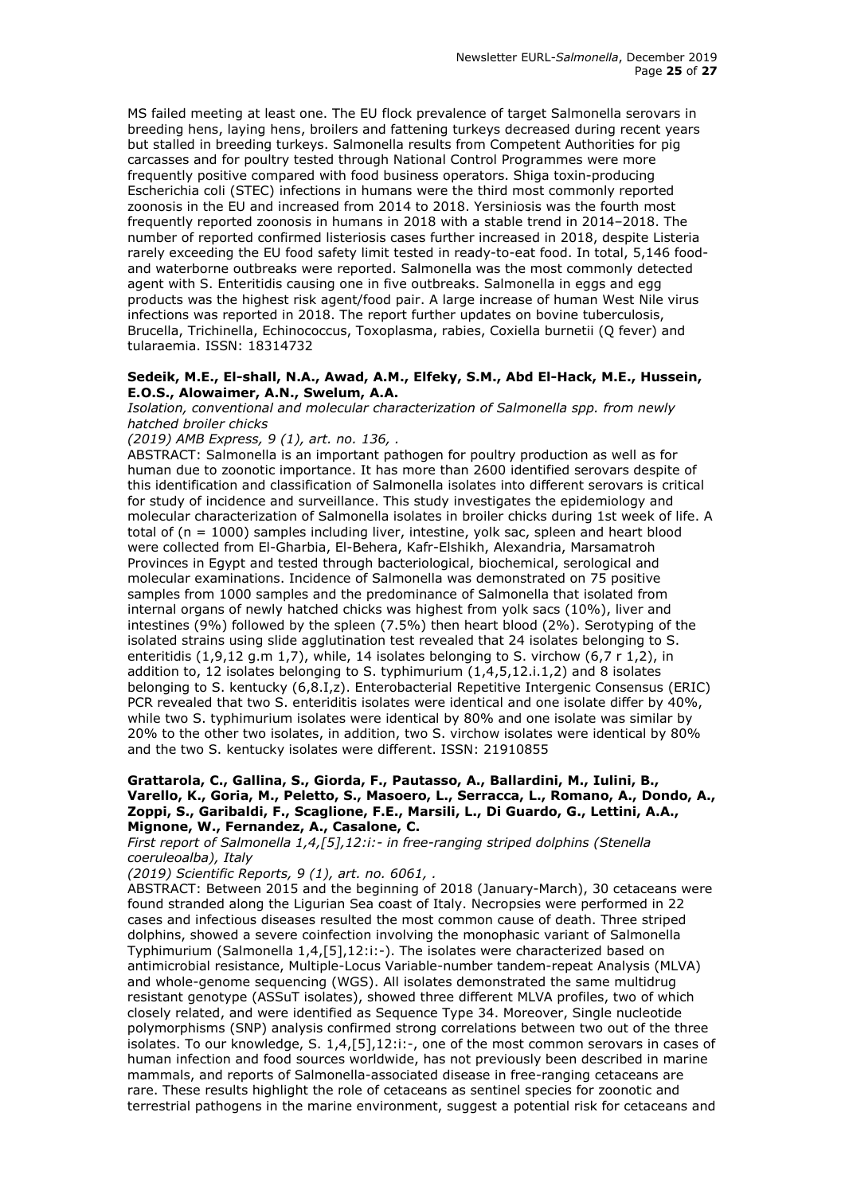MS failed meeting at least one. The EU flock prevalence of target Salmonella serovars in breeding hens, laying hens, broilers and fattening turkeys decreased during recent years but stalled in breeding turkeys. Salmonella results from Competent Authorities for pig carcasses and for poultry tested through National Control Programmes were more frequently positive compared with food business operators. Shiga toxin-producing Escherichia coli (STEC) infections in humans were the third most commonly reported zoonosis in the EU and increased from 2014 to 2018. Yersiniosis was the fourth most frequently reported zoonosis in humans in 2018 with a stable trend in 2014–2018. The number of reported confirmed listeriosis cases further increased in 2018, despite Listeria rarely exceeding the EU food safety limit tested in ready-to-eat food. In total, 5,146 food- and waterborne outbreaks were reported. Salmonella was the most commonly detected agent with S. Enteritidis causing one in five outbreaks. Salmonella in eggs and egg products was the highest risk agent/food pair. A large increase of human West Nile virus infections was reported in 2018. The report further updates on bovine tuberculosis, Brucella, Trichinella, Echinococcus, Toxoplasma, rabies, Coxiella burnetii (Q fever) and tularaemia. ISSN: 18314732

**Sedeik, M.E., El-shall, N.A., Awad, A.M., Elfeky, S.M., Abd El-Hack, M.E., Hussein, E.O.S., Alowaimer, A.N., Swelum, A.A.**
*Isolation, conventional and molecular characterization of Salmonella spp. from newly hatched broiler chicks*
*(2019) AMB Express, 9 (1), art. no. 136, .*
ABSTRACT: Salmonella is an important pathogen for poultry production as well as for human due to zoonotic importance. It has more than 2600 identified serovars despite of this identification and classification of Salmonella isolates into different serovars is critical for study of incidence and surveillance. This study investigates the epidemiology and molecular characterization of Salmonella isolates in broiler chicks during 1st week of life. A total of (n = 1000) samples including liver, intestine, yolk sac, spleen and heart blood were collected from El-Gharbia, El-Behera, Kafr-Elshikh, Alexandria, Marsamatroh Provinces in Egypt and tested through bacteriological, biochemical, serological and molecular examinations. Incidence of Salmonella was demonstrated on 75 positive samples from 1000 samples and the predominance of Salmonella that isolated from internal organs of newly hatched chicks was highest from yolk sacs (10%), liver and intestines (9%) followed by the spleen (7.5%) then heart blood (2%). Serotyping of the isolated strains using slide agglutination test revealed that 24 isolates belonging to S. enteritidis (1,9,12 g.m 1,7), while, 14 isolates belonging to S. virchow (6,7 r 1,2), in addition to, 12 isolates belonging to S. typhimurium (1,4,5,12.i.1,2) and 8 isolates belonging to S. kentucky (6,8.I,z). Enterobacterial Repetitive Intergenic Consensus (ERIC) PCR revealed that two S. enteriditis isolates were identical and one isolate differ by 40%, while two S. typhimurium isolates were identical by 80% and one isolate was similar by 20% to the other two isolates, in addition, two S. virchow isolates were identical by 80% and the two S. kentucky isolates were different. ISSN: 21910855

**Grattarola, C., Gallina, S., Giorda, F., Pautasso, A., Ballardini, M., Iulini, B., Varello, K., Goria, M., Peletto, S., Masoero, L., Serracca, L., Romano, A., Dondo, A., Zoppi, S., Garibaldi, F., Scaglione, F.E., Marsili, L., Di Guardo, G., Lettini, A.A., Mignone, W., Fernandez, A., Casalone, C.**
*First report of Salmonella 1,4,[5],12:i:- in free-ranging striped dolphins (Stenella coeruleoalba), Italy*
*(2019) Scientific Reports, 9 (1), art. no. 6061, .*
ABSTRACT: Between 2015 and the beginning of 2018 (January-March), 30 cetaceans were found stranded along the Ligurian Sea coast of Italy. Necropsies were performed in 22 cases and infectious diseases resulted the most common cause of death. Three striped dolphins, showed a severe coinfection involving the monophasic variant of Salmonella Typhimurium (Salmonella 1,4,[5],12:i:-). The isolates were characterized based on antimicrobial resistance, Multiple-Locus Variable-number tandem-repeat Analysis (MLVA) and whole-genome sequencing (WGS). All isolates demonstrated the same multidrug resistant genotype (ASSuT isolates), showed three different MLVA profiles, two of which closely related, and were identified as Sequence Type 34. Moreover, Single nucleotide polymorphisms (SNP) analysis confirmed strong correlations between two out of the three isolates. To our knowledge, S. 1,4,[5],12:i:-, one of the most common serovars in cases of human infection and food sources worldwide, has not previously been described in marine mammals, and reports of Salmonella-associated disease in free-ranging cetaceans are rare. These results highlight the role of cetaceans as sentinel species for zoonotic and terrestrial pathogens in the marine environment, suggest a potential risk for cetaceans and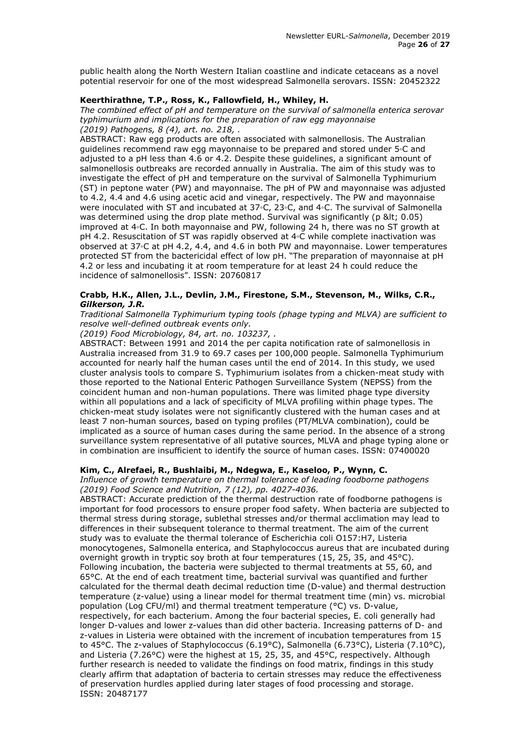public health along the North Western Italian coastline and indicate cetaceans as a novel potential reservoir for one of the most widespread Salmonella serovars. ISSN: 20452322

**Keerthirathne, T.P., Ross, K., Fallowfield, H., Whiley, H.**

*The combined effect of pH and temperature on the survival of salmonella enterica serovar typhimurium and implications for the preparation of raw egg mayonnaise*

*(2019) Pathogens, 8 (4), art. no. 218, .*

ABSTRACT: Raw egg products are often associated with salmonellosis. The Australian guidelines recommend raw egg mayonnaise to be prepared and stored under 5◦C and adjusted to a pH less than 4.6 or 4.2. Despite these guidelines, a significant amount of salmonellosis outbreaks are recorded annually in Australia. The aim of this study was to investigate the effect of pH and temperature on the survival of Salmonella Typhimurium (ST) in peptone water (PW) and mayonnaise. The pH of PW and mayonnaise was adjusted to 4.2, 4.4 and 4.6 using acetic acid and vinegar, respectively. The PW and mayonnaise were inoculated with ST and incubated at 37◦C, 23◦C, and 4◦C. The survival of Salmonella was determined using the drop plate method. Survival was significantly (p &lt; 0.05) improved at 4◦C. In both mayonnaise and PW, following 24 h, there was no ST growth at pH 4.2. Resuscitation of ST was rapidly observed at 4◦C while complete inactivation was observed at 37◦C at pH 4.2, 4.4, and 4.6 in both PW and mayonnaise. Lower temperatures protected ST from the bactericidal effect of low pH. "The preparation of mayonnaise at pH 4.2 or less and incubating it at room temperature for at least 24 h could reduce the incidence of salmonellosis". ISSN: 20760817

**Crabb, H.K., Allen, J.L., Devlin, J.M., Firestone, S.M., Stevenson, M., Wilks, C.R., *Gilkerson, J.R.***

*Traditional Salmonella Typhimurium typing tools (phage typing and MLVA) are sufficient to resolve well-defined outbreak events only.*

*(2019) Food Microbiology, 84, art. no. 103237, .*

ABSTRACT: Between 1991 and 2014 the per capita notification rate of salmonellosis in Australia increased from 31.9 to 69.7 cases per 100,000 people. Salmonella Typhimurium accounted for nearly half the human cases until the end of 2014. In this study, we used cluster analysis tools to compare S. Typhimurium isolates from a chicken-meat study with those reported to the National Enteric Pathogen Surveillance System (NEPSS) from the coincident human and non-human populations. There was limited phage type diversity within all populations and a lack of specificity of MLVA profiling within phage types. The chicken-meat study isolates were not significantly clustered with the human cases and at least 7 non-human sources, based on typing profiles (PT/MLVA combination), could be implicated as a source of human cases during the same period. In the absence of a strong surveillance system representative of all putative sources, MLVA and phage typing alone or in combination are insufficient to identify the source of human cases. ISSN: 07400020

**Kim, C., Alrefaei, R., Bushlaibi, M., Ndegwa, E., Kaseloo, P., Wynn, C.**

*Influence of growth temperature on thermal tolerance of leading foodborne pathogens*

*(2019) Food Science and Nutrition, 7 (12), pp. 4027-4036.*

ABSTRACT: Accurate prediction of the thermal destruction rate of foodborne pathogens is important for food processors to ensure proper food safety. When bacteria are subjected to thermal stress during storage, sublethal stresses and/or thermal acclimation may lead to differences in their subsequent tolerance to thermal treatment. The aim of the current study was to evaluate the thermal tolerance of Escherichia coli O157:H7, Listeria monocytogenes, Salmonella enterica, and Staphylococcus aureus that are incubated during overnight growth in tryptic soy broth at four temperatures (15, 25, 35, and 45°C). Following incubation, the bacteria were subjected to thermal treatments at 55, 60, and 65°C. At the end of each treatment time, bacterial survival was quantified and further calculated for the thermal death decimal reduction time (D-value) and thermal destruction temperature (z-value) using a linear model for thermal treatment time (min) vs. microbial population (Log CFU/ml) and thermal treatment temperature (°C) vs. D-value, respectively, for each bacterium. Among the four bacterial species, E. coli generally had longer D-values and lower z-values than did other bacteria. Increasing patterns of D- and z-values in Listeria were obtained with the increment of incubation temperatures from 15 to 45°C. The z-values of Staphylococcus (6.19°C), Salmonella (6.73°C), Listeria (7.10°C), and Listeria (7.26°C) were the highest at 15, 25, 35, and 45°C, respectively. Although further research is needed to validate the findings on food matrix, findings in this study clearly affirm that adaptation of bacteria to certain stresses may reduce the effectiveness of preservation hurdles applied during later stages of food processing and storage.
ISSN: 20487177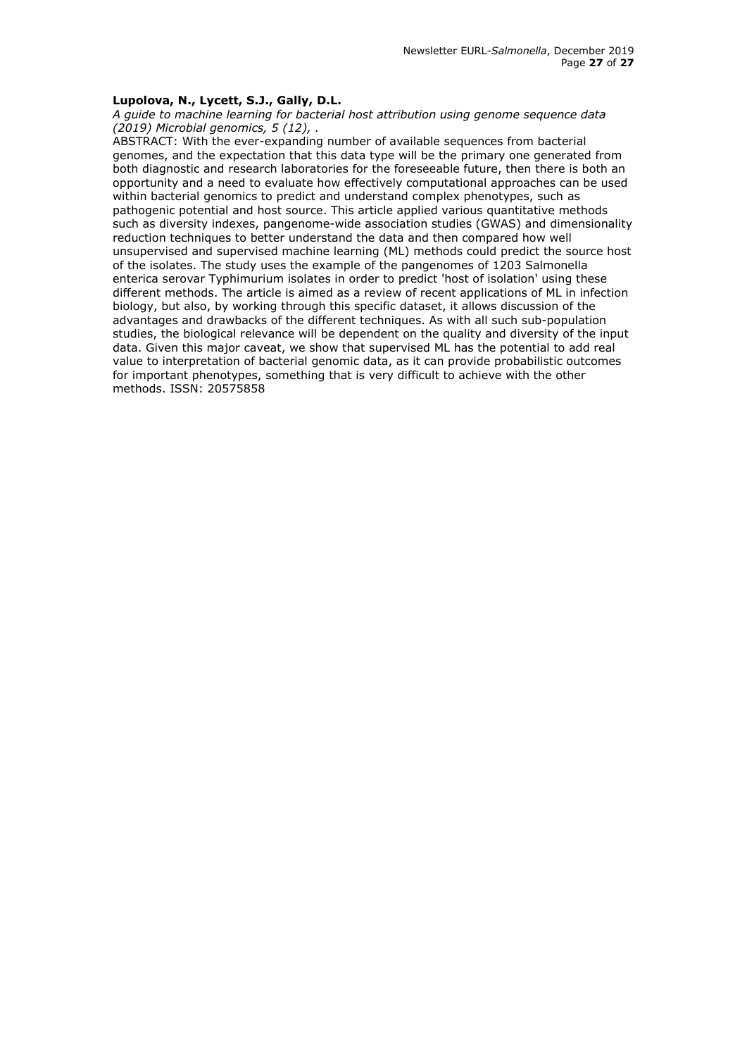**Lupolova, N., Lycett, S.J., Gally, D.L.**

*A guide to machine learning for bacterial host attribution using genome sequence data (2019) Microbial genomics, 5 (12), .*

ABSTRACT: With the ever-expanding number of available sequences from bacterial genomes, and the expectation that this data type will be the primary one generated from both diagnostic and research laboratories for the foreseeable future, then there is both an opportunity and a need to evaluate how effectively computational approaches can be used within bacterial genomics to predict and understand complex phenotypes, such as pathogenic potential and host source. This article applied various quantitative methods such as diversity indexes, pangenome-wide association studies (GWAS) and dimensionality reduction techniques to better understand the data and then compared how well unsupervised and supervised machine learning (ML) methods could predict the source host of the isolates. The study uses the example of the pangenomes of 1203 Salmonella enterica serovar Typhimurium isolates in order to predict 'host of isolation' using these different methods. The article is aimed as a review of recent applications of ML in infection biology, but also, by working through this specific dataset, it allows discussion of the advantages and drawbacks of the different techniques. As with all such sub-population studies, the biological relevance will be dependent on the quality and diversity of the input data. Given this major caveat, we show that supervised ML has the potential to add real value to interpretation of bacterial genomic data, as it can provide probabilistic outcomes for important phenotypes, something that is very difficult to achieve with the other methods. ISSN: 20575858